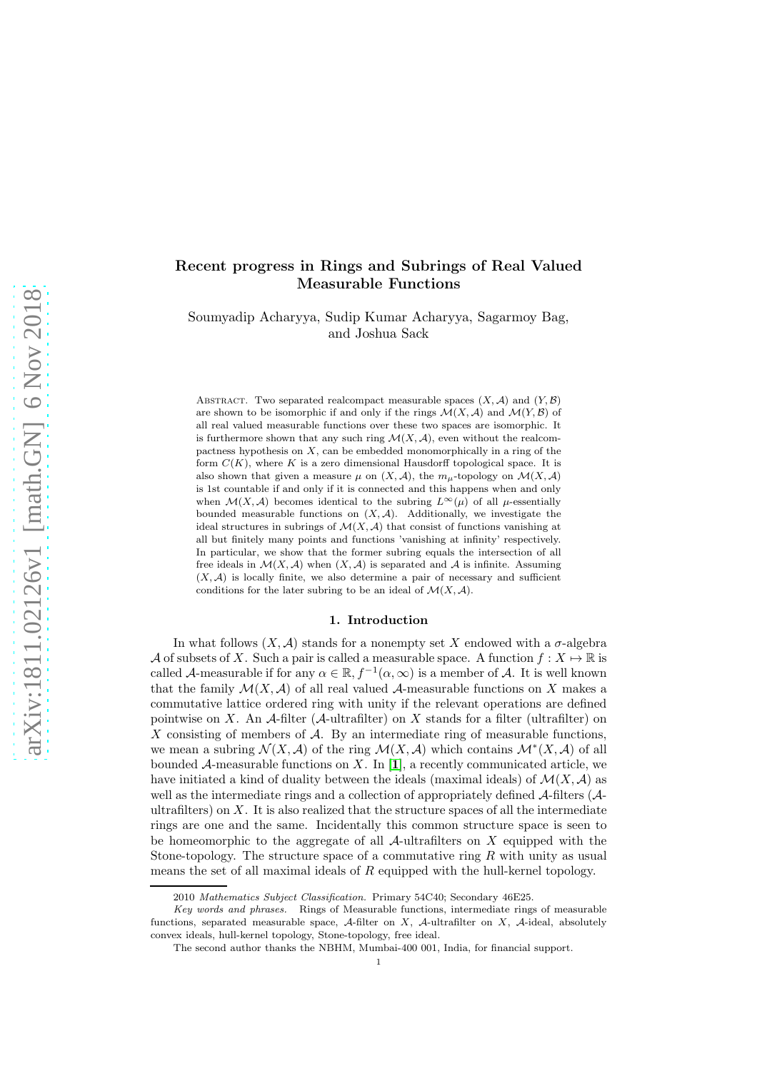# Recent progress in Rings and Subrings of Real Valued Measurable Functions

Soumyadip Acharyya, Sudip Kumar Acharyya, Sagarmoy Bag, and Joshua Sack

Abstract. Two separated realcompact measurable spaces $(X, \mathcal{A})$ and $(Y, \mathcal{B})$ are shown to be isomorphic if and only if the rings $\mathcal{M}(X, \mathcal{A})$ and $\mathcal{M}(Y, \mathcal{B})$ of all real valued measurable functions over these two spaces are isomorphic. It is furthermore shown that any such ring $\mathcal{M}(X, \mathcal{A})$, even without the realcompactness hypothesis on $X$, can be embedded monomorphically in a ring of the form $C(K)$, where $K$ is a zero dimensional Hausdorff topological space. It is also shown that given a measure $\mu$ on $(X, \mathcal{A})$, the $m_\mu$-topology on $\mathcal{M}(X, \mathcal{A})$ is 1st countable if and only if it is connected and this happens when and only when $\mathcal{M}(X, \mathcal{A})$ becomes identical to the subring $L^\infty(\mu)$ of all $\mu$-essentially bounded measurable functions on $(X, \mathcal{A})$. Additionally, we investigate the ideal structures in subrings of $\mathcal{M}(X, \mathcal{A})$ that consist of functions vanishing at all but finitely many points and functions 'vanishing at infinity' respectively. In particular, we show that the former subring equals the intersection of all free ideals in $\mathcal{M}(X, \mathcal{A})$ when $(X, \mathcal{A})$ is separated and $\mathcal{A}$ is infinite. Assuming $(X, \mathcal{A})$ is locally finite, we also determine a pair of necessary and sufficient conditions for the later subring to be an ideal of $\mathcal{M}(X, \mathcal{A})$.

## 1. Introduction

In what follows $(X, \mathcal{A})$ stands for a nonempty set $X$ endowed with a $\sigma$-algebra $\mathcal{A}$ of subsets of $X$. Such a pair is called a measurable space. A function $f : X \mapsto \mathbb{R}$ is called $\mathcal{A}$-measurable if for any $\alpha \in \mathbb{R}$, $f^{-1}(\alpha, \infty)$ is a member of $\mathcal{A}$. It is well known that the family $\mathcal{M}(X, \mathcal{A})$ of all real valued $\mathcal{A}$-measurable functions on $X$ makes a commutative lattice ordered ring with unity if the relevant operations are defined pointwise on $X$. An $\mathcal{A}$-filter ($\mathcal{A}$-ultrafilter) on $X$ stands for a filter (ultrafilter) on $X$ consisting of members of $\mathcal{A}$. By an intermediate ring of measurable functions, we mean a subring $\mathcal{N}(X, \mathcal{A})$ of the ring $\mathcal{M}(X, \mathcal{A})$ which contains $\mathcal{M}^*(X, \mathcal{A})$ of all bounded $\mathcal{A}$-measurable functions on $X$. In [1], a recently communicated article, we have initiated a kind of duality between the ideals (maximal ideals) of $\mathcal{M}(X, \mathcal{A})$ as well as the intermediate rings and a collection of appropriately defined $\mathcal{A}$-filters ($\mathcal{A}$-ultrafilters) on $X$. It is also realized that the structure spaces of all the intermediate rings are one and the same. Incidentally this common structure space is seen to be homeomorphic to the aggregate of all $\mathcal{A}$-ultrafilters on $X$ equipped with the Stone-topology. The structure space of a commutative ring $R$ with unity as usual means the set of all maximal ideals of $R$ equipped with the hull-kernel topology.

2010 *Mathematics Subject Classification.* Primary 54C40; Secondary 46E25.

*Key words and phrases.* Rings of Measurable functions, intermediate rings of measurable functions, separated measurable space, $\mathcal{A}$-filter on $X$, $\mathcal{A}$-ultrafilter on $X$, $\mathcal{A}$-ideal, absolutely convex ideals, hull-kernel topology, Stone-topology, free ideal.

The second author thanks the NBHM, Mumbai-400 001, India, for financial support.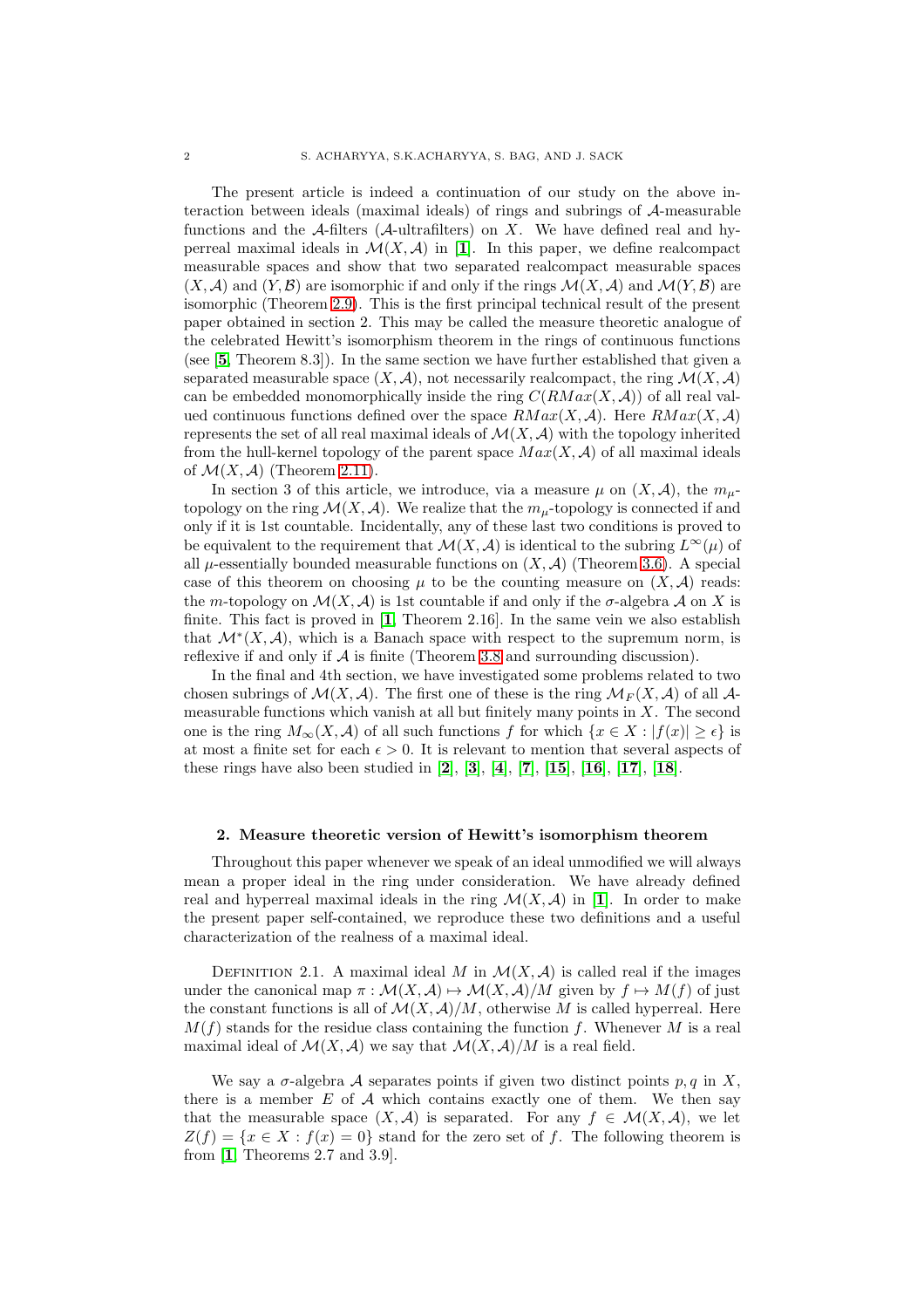The present article is indeed a continuation of our study on the above interaction between ideals (maximal ideals) of rings and subrings of $\mathcal{A}$-measurable functions and the $\mathcal{A}$-filters ($\mathcal{A}$-ultrafilters) on $X$. We have defined real and hyperreal maximal ideals in $\mathcal{M}(X, \mathcal{A})$ in [**1**]. In this paper, we define realcompact measurable spaces and show that two separated realcompact measurable spaces $(X, \mathcal{A})$ and $(Y, \mathcal{B})$ are isomorphic if and only if the rings $\mathcal{M}(X, \mathcal{A})$ and $\mathcal{M}(Y, \mathcal{B})$ are isomorphic (Theorem 2.9). This is the first principal technical result of the present paper obtained in section 2. This may be called the measure theoretic analogue of the celebrated Hewitt's isomorphism theorem in the rings of continuous functions (see [**5**, Theorem 8.3]). In the same section we have further established that given a separated measurable space $(X, \mathcal{A})$, not necessarily realcompact, the ring $\mathcal{M}(X, \mathcal{A})$ can be embedded monomorphically inside the ring $C(RMax(X, \mathcal{A}))$ of all real valued continuous functions defined over the space $RMax(X, \mathcal{A})$. Here $RMax(X, \mathcal{A})$ represents the set of all real maximal ideals of $\mathcal{M}(X, \mathcal{A})$ with the topology inherited from the hull-kernel topology of the parent space $Max(X, \mathcal{A})$ of all maximal ideals of $\mathcal{M}(X, \mathcal{A})$ (Theorem 2.11).

In section 3 of this article, we introduce, via a measure $\mu$ on $(X, \mathcal{A})$, the $m_\mu$-topology on the ring $\mathcal{M}(X, \mathcal{A})$. We realize that the $m_\mu$-topology is connected if and only if it is 1st countable. Incidentally, any of these last two conditions is proved to be equivalent to the requirement that $\mathcal{M}(X, \mathcal{A})$ is identical to the subring $L^\infty(\mu)$ of all $\mu$-essentially bounded measurable functions on $(X, \mathcal{A})$ (Theorem 3.6). A special case of this theorem on choosing $\mu$ to be the counting measure on $(X, \mathcal{A})$ reads: the $m$-topology on $\mathcal{M}(X, \mathcal{A})$ is 1st countable if and only if the $\sigma$-algebra $\mathcal{A}$ on $X$ is finite. This fact is proved in [**1**, Theorem 2.16]. In the same vein we also establish that $\mathcal{M}^*(X, \mathcal{A})$, which is a Banach space with respect to the supremum norm, is reflexive if and only if $\mathcal{A}$ is finite (Theorem 3.8 and surrounding discussion).

In the final and 4th section, we have investigated some problems related to two chosen subrings of $\mathcal{M}(X, \mathcal{A})$. The first one of these is the ring $\mathcal{M}_F(X, \mathcal{A})$ of all $\mathcal{A}$-measurable functions which vanish at all but finitely many points in $X$. The second one is the ring $M_\infty(X, \mathcal{A})$ of all such functions $f$ for which $\{x \in X : |f(x)| \geq \epsilon\}$ is at most a finite set for each $\epsilon > 0$. It is relevant to mention that several aspects of these rings have also been studied in [**2**], [**3**], [**4**], [**7**], [**15**], [**16**], [**17**], [**18**].

## 2. Measure theoretic version of Hewitt's isomorphism theorem

Throughout this paper whenever we speak of an ideal unmodified we will always mean a proper ideal in the ring under consideration. We have already defined real and hyperreal maximal ideals in the ring $\mathcal{M}(X, \mathcal{A})$ in [**1**]. In order to make the present paper self-contained, we reproduce these two definitions and a useful characterization of the realness of a maximal ideal.

Definition 2.1. A maximal ideal $M$ in $\mathcal{M}(X, \mathcal{A})$ is called real if the images under the canonical map $\pi : \mathcal{M}(X, \mathcal{A}) \mapsto \mathcal{M}(X, \mathcal{A})/M$ given by $f \mapsto M(f)$ of just the constant functions is all of $\mathcal{M}(X, \mathcal{A})/M$, otherwise $M$ is called hyperreal. Here $M(f)$ stands for the residue class containing the function $f$. Whenever $M$ is a real maximal ideal of $\mathcal{M}(X, \mathcal{A})$ we say that $\mathcal{M}(X, \mathcal{A})/M$ is a real field.

We say a $\sigma$-algebra $\mathcal{A}$ separates points if given two distinct points $p, q$ in $X$, there is a member $E$ of $\mathcal{A}$ which contains exactly one of them. We then say that the measurable space $(X, \mathcal{A})$ is separated. For any $f \in \mathcal{M}(X, \mathcal{A})$, we let $Z(f) = \{x \in X : f(x) = 0\}$ stand for the zero set of $f$. The following theorem is from [**1**, Theorems 2.7 and 3.9].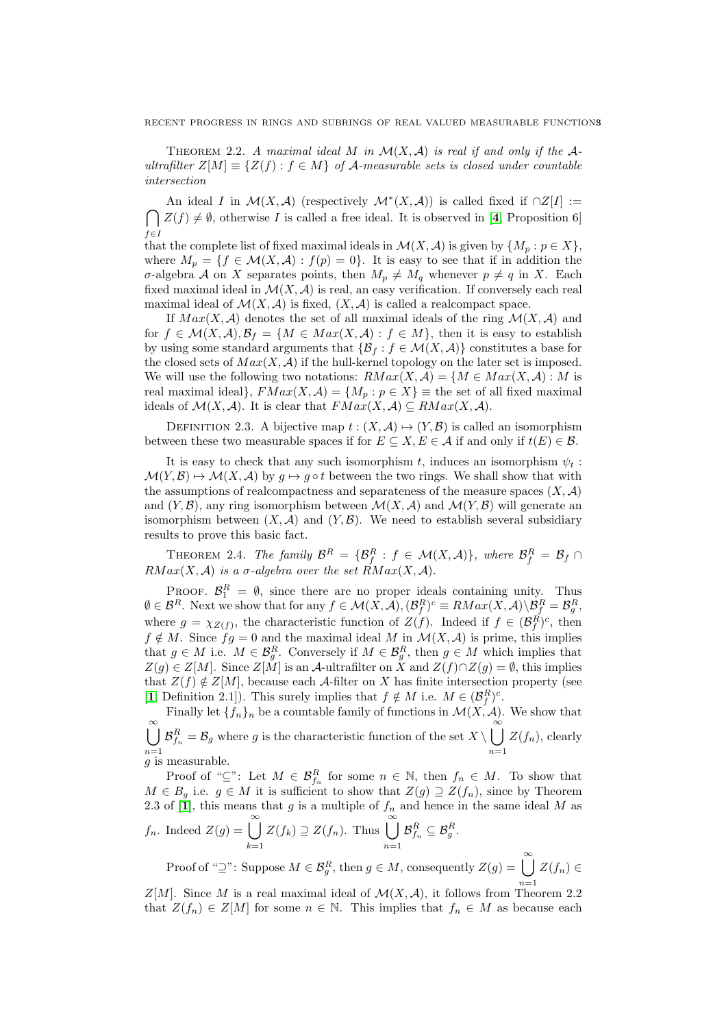**Theorem 2.2.** *A maximal ideal $M$ in $\mathcal{M}(X,\mathcal{A})$ is real if and only if the $\mathcal{A}$-ultrafilter $Z[M] \equiv \{Z(f) : f \in M\}$ of $\mathcal{A}$-measurable sets is closed under countable intersection*

An ideal $I$ in $\mathcal{M}(X,\mathcal{A})$ (respectively $\mathcal{M}^*(X,\mathcal{A})$) is called fixed if $\cap Z[I] := \bigcap_{f\in I} Z(f) \neq \emptyset$, otherwise $I$ is called a free ideal. It is observed in [**4**, Proposition 6] that the complete list of fixed maximal ideals in $\mathcal{M}(X,\mathcal{A})$ is given by $\{M_p : p \in X\}$, where $M_p = \{f \in \mathcal{M}(X,\mathcal{A}) : f(p) = 0\}$. It is easy to see that if in addition the $\sigma$-algebra $\mathcal{A}$ on $X$ separates points, then $M_p \neq M_q$ whenever $p \neq q$ in $X$. Each fixed maximal ideal in $\mathcal{M}(X,\mathcal{A})$ is real, an easy verification. If conversely each real maximal ideal of $\mathcal{M}(X,\mathcal{A})$ is fixed, $(X,\mathcal{A})$ is called a realcompact space.

If $Max(X,\mathcal{A})$ denotes the set of all maximal ideals of the ring $\mathcal{M}(X,\mathcal{A})$ and for $f \in \mathcal{M}(X,\mathcal{A}), \mathcal{B}_f = \{M \in Max(X,\mathcal{A}) : f \in M\}$, then it is easy to establish by using some standard arguments that $\{\mathcal{B}_f : f \in \mathcal{M}(X,\mathcal{A})\}$ constitutes a base for the closed sets of $Max(X,\mathcal{A})$ if the hull-kernel topology on the later set is imposed. We will use the following two notations: $RMax(X,\mathcal{A}) = \{M \in Max(X,\mathcal{A}) : M$ is real maximal ideal$\}$, $FMax(X,\mathcal{A}) = \{M_p : p \in X\} \equiv$ the set of all fixed maximal ideals of $\mathcal{M}(X,\mathcal{A})$. It is clear that $FMax(X,\mathcal{A}) \subseteq RMax(X,\mathcal{A})$.

**Definition 2.3.** A bijective map $t : (X,\mathcal{A}) \mapsto (Y,\mathcal{B})$ is called an isomorphism between these two measurable spaces if for $E \subseteq X, E \in \mathcal{A}$ if and only if $t(E) \in \mathcal{B}$.

It is easy to check that any such isomorphism $t$, induces an isomorphism $\psi_t : \mathcal{M}(Y,\mathcal{B}) \mapsto \mathcal{M}(X,\mathcal{A})$ by $g \mapsto g \circ t$ between the two rings. We shall show that with the assumptions of realcompactness and separateness of the measure spaces $(X,\mathcal{A})$ and $(Y,\mathcal{B})$, any ring isomorphism between $\mathcal{M}(X,\mathcal{A})$ and $\mathcal{M}(Y,\mathcal{B})$ will generate an isomorphism between $(X,\mathcal{A})$ and $(Y,\mathcal{B})$. We need to establish several subsidiary results to prove this basic fact.

**Theorem 2.4.** *The family $\mathcal{B}^R = \{\mathcal{B}^R_f : f \in \mathcal{M}(X,\mathcal{A})\}$, where $\mathcal{B}^R_f = \mathcal{B}_f \cap RMax(X,\mathcal{A})$ is a $\sigma$-algebra over the set $RMax(X,\mathcal{A})$.*

Proof. $\mathcal{B}^R_1 = \emptyset$, since there are no proper ideals containing unity. Thus $\emptyset \in \mathcal{B}^R$. Next we show that for any $f \in \mathcal{M}(X,\mathcal{A}), (\mathcal{B}^R_f)^c \equiv RMax(X,\mathcal{A}) \setminus \mathcal{B}^R_f = \mathcal{B}^R_g$, where $g = \chi_{Z(f)}$, the characteristic function of $Z(f)$. Indeed if $f \in (\mathcal{B}^R_f)^c$, then $f \notin M$. Since $fg = 0$ and the maximal ideal $M$ in $\mathcal{M}(X,\mathcal{A})$ is prime, this implies that $g \in M$ i.e. $M \in \mathcal{B}^R_g$. Conversely if $M \in \mathcal{B}^R_g$, then $g \in M$ which implies that $Z(g) \in Z[M]$. Since $Z[M]$ is an $\mathcal{A}$-ultrafilter on $X$ and $Z(f) \cap Z(g) = \emptyset$, this implies that $Z(f) \notin Z[M]$, because each $\mathcal{A}$-filter on $X$ has finite intersection property (see [**1**, Definition 2.1]). This surely implies that $f \notin M$ i.e. $M \in (\mathcal{B}^R_f)^c$.

Finally let $\{f_n\}_n$ be a countable family of functions in $\mathcal{M}(X,\mathcal{A})$. We show that $\bigcup_{n=1}^{\infty} \mathcal{B}^R_{f_n} = \mathcal{B}_g$ where $g$ is the characteristic function of the set $X \setminus \bigcup_{n=1}^{\infty} Z(f_n)$, clearly $g$ is measurable.

Proof of "$\subseteq$": Let $M \in \mathcal{B}^R_{f_n}$ for some $n \in \mathbb{N}$, then $f_n \in M$. To show that $M \in B_g$ i.e. $g \in M$ it is sufficient to show that $Z(g) \supseteq Z(f_n)$, since by Theorem 2.3 of [**1**], this means that $g$ is a multiple of $f_n$ and hence in the same ideal $M$ as $f_n$. Indeed $Z(g) = \bigcup_{k=1}^{\infty} Z(f_k) \supseteq Z(f_n)$. Thus $\bigcup_{n=1}^{\infty} \mathcal{B}^R_{f_n} \subseteq \mathcal{B}^R_g$.

Proof of "$\supseteq$": Suppose $M \in \mathcal{B}^R_g$, then $g \in M$, consequently $Z(g) = \bigcup_{n=1}^{\infty} Z(f_n) \in Z[M]$. Since $M$ is a real maximal ideal of $\mathcal{M}(X,\mathcal{A})$, it follows from Theorem 2.2 that $Z(f_n) \in Z[M]$ for some $n \in \mathbb{N}$. This implies that $f_n \in M$ as because each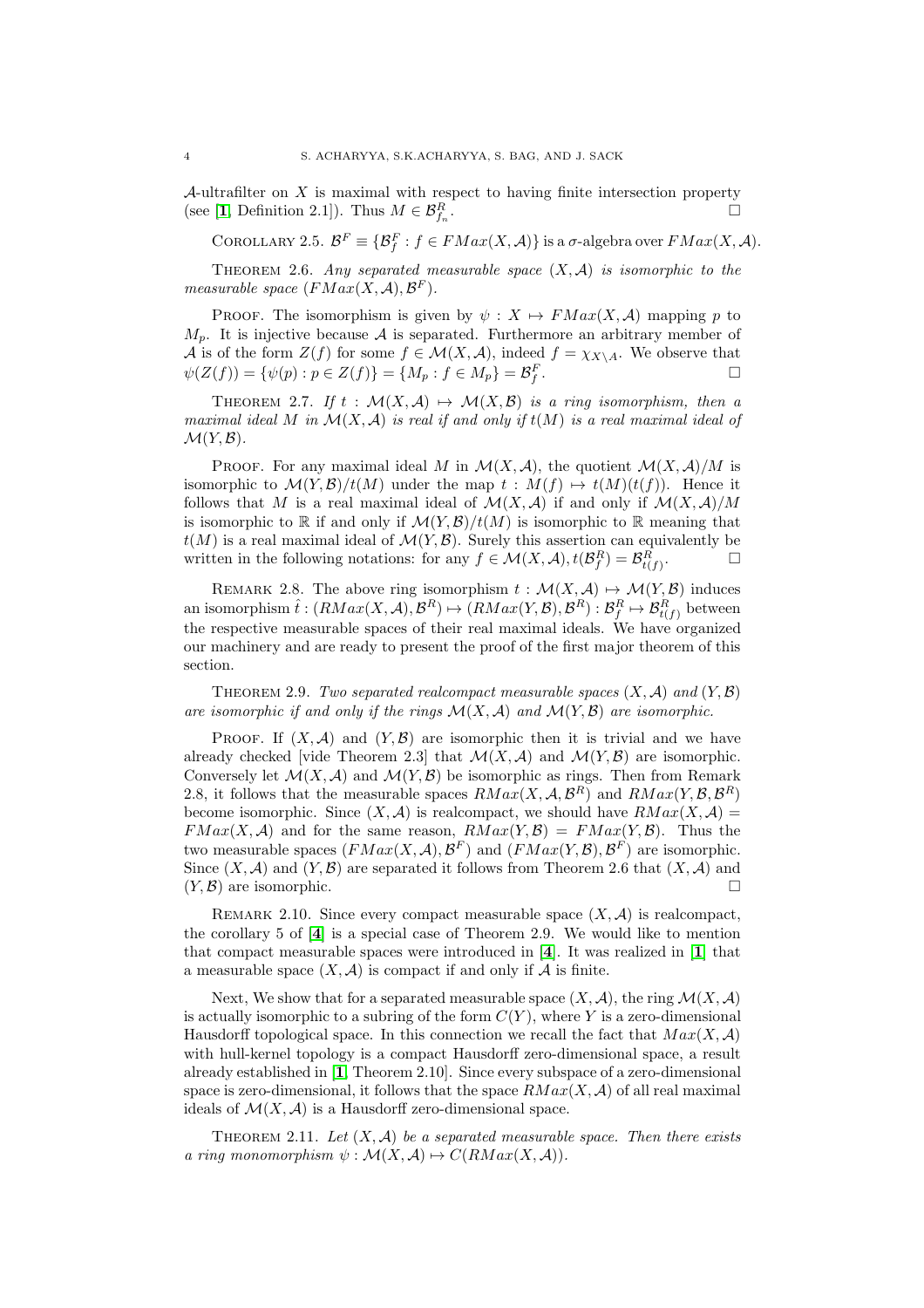$\mathcal{A}$-ultrafilter on $X$ is maximal with respect to having finite intersection property (see [1, Definition 2.1]). Thus $M \in \mathcal{B}^R_{f_n}$. □

Corollary 2.5. $\mathcal{B}^F \equiv \{\mathcal{B}^F_f : f \in FMax(X, \mathcal{A})\}$ is a $\sigma$-algebra over $FMax(X, \mathcal{A})$.

Theorem 2.6. *Any separated measurable space $(X, \mathcal{A})$ is isomorphic to the measurable space $(FMax(X, \mathcal{A}), \mathcal{B}^F)$.*

Proof. The isomorphism is given by $\psi : X \mapsto FMax(X, \mathcal{A})$ mapping $p$ to $M_p$. It is injective because $\mathcal{A}$ is separated. Furthermore an arbitrary member of $\mathcal{A}$ is of the form $Z(f)$ for some $f \in \mathcal{M}(X, \mathcal{A})$, indeed $f = \chi_{X \setminus A}$. We observe that $\psi(Z(f)) = \{\psi(p) : p \in Z(f)\} = \{M_p : f \in M_p\} = \mathcal{B}^F_f$. □

Theorem 2.7. *If $t : \mathcal{M}(X, \mathcal{A}) \mapsto \mathcal{M}(X, \mathcal{B})$ is a ring isomorphism, then a maximal ideal $M$ in $\mathcal{M}(X, \mathcal{A})$ is real if and only if $t(M)$ is a real maximal ideal of $\mathcal{M}(Y, \mathcal{B})$.*

Proof. For any maximal ideal $M$ in $\mathcal{M}(X, \mathcal{A})$, the quotient $\mathcal{M}(X, \mathcal{A})/M$ is isomorphic to $\mathcal{M}(Y, \mathcal{B})/t(M)$ under the map $t : M(f) \mapsto t(M)(t(f))$. Hence it follows that $M$ is a real maximal ideal of $\mathcal{M}(X, \mathcal{A})$ if and only if $\mathcal{M}(X, \mathcal{A})/M$ is isomorphic to $\mathbb{R}$ if and only if $\mathcal{M}(Y, \mathcal{B})/t(M)$ is isomorphic to $\mathbb{R}$ meaning that $t(M)$ is a real maximal ideal of $\mathcal{M}(Y, \mathcal{B})$. Surely this assertion can equivalently be written in the following notations: for any $f \in \mathcal{M}(X, \mathcal{A}), t(\mathcal{B}^R_f) = \mathcal{B}^R_{t(f)}$. □

Remark 2.8. The above ring isomorphism $t : \mathcal{M}(X, \mathcal{A}) \mapsto \mathcal{M}(Y, \mathcal{B})$ induces an isomorphism $\hat{t} : (RMax(X, \mathcal{A}), \mathcal{B}^R) \mapsto (RMax(Y, \mathcal{B}), \mathcal{B}^R) : \mathcal{B}^R_f \mapsto \mathcal{B}^R_{t(f)}$ between the respective measurable spaces of their real maximal ideals. We have organized our machinery and are ready to present the proof of the first major theorem of this section.

Theorem 2.9. *Two separated realcompact measurable spaces $(X, \mathcal{A})$ and $(Y, \mathcal{B})$ are isomorphic if and only if the rings $\mathcal{M}(X, \mathcal{A})$ and $\mathcal{M}(Y, \mathcal{B})$ are isomorphic.*

Proof. If $(X, \mathcal{A})$ and $(Y, \mathcal{B})$ are isomorphic then it is trivial and we have already checked [vide Theorem 2.3] that $\mathcal{M}(X, \mathcal{A})$ and $\mathcal{M}(Y, \mathcal{B})$ are isomorphic. Conversely let $\mathcal{M}(X, \mathcal{A})$ and $\mathcal{M}(Y, \mathcal{B})$ be isomorphic as rings. Then from Remark 2.8, it follows that the measurable spaces $RMax(X, \mathcal{A}, \mathcal{B}^R)$ and $RMax(Y, \mathcal{B}, \mathcal{B}^R)$ become isomorphic. Since $(X, \mathcal{A})$ is realcompact, we should have $RMax(X, \mathcal{A}) = FMax(X, \mathcal{A})$ and for the same reason, $RMax(Y, \mathcal{B}) = FMax(Y, \mathcal{B})$. Thus the two measurable spaces $(FMax(X, \mathcal{A}), \mathcal{B}^F)$ and $(FMax(Y, \mathcal{B}), \mathcal{B}^F)$ are isomorphic. Since $(X, \mathcal{A})$ and $(Y, \mathcal{B})$ are separated it follows from Theorem 2.6 that $(X, \mathcal{A})$ and $(Y, \mathcal{B})$ are isomorphic. □

Remark 2.10. Since every compact measurable space $(X, \mathcal{A})$ is realcompact, the corollary 5 of [4] is a special case of Theorem 2.9. We would like to mention that compact measurable spaces were introduced in [4]. It was realized in [1] that a measurable space $(X, \mathcal{A})$ is compact if and only if $\mathcal{A}$ is finite.

Next, We show that for a separated measurable space $(X, \mathcal{A})$, the ring $\mathcal{M}(X, \mathcal{A})$ is actually isomorphic to a subring of the form $C(Y)$, where $Y$ is a zero-dimensional Hausdorff topological space. In this connection we recall the fact that $Max(X, \mathcal{A})$ with hull-kernel topology is a compact Hausdorff zero-dimensional space, a result already established in [1, Theorem 2.10]. Since every subspace of a zero-dimensional space is zero-dimensional, it follows that the space $RMax(X, \mathcal{A})$ of all real maximal ideals of $\mathcal{M}(X, \mathcal{A})$ is a Hausdorff zero-dimensional space.

Theorem 2.11. *Let $(X, \mathcal{A})$ be a separated measurable space. Then there exists a ring monomorphism $\psi : \mathcal{M}(X, \mathcal{A}) \mapsto C(RMax(X, \mathcal{A}))$.*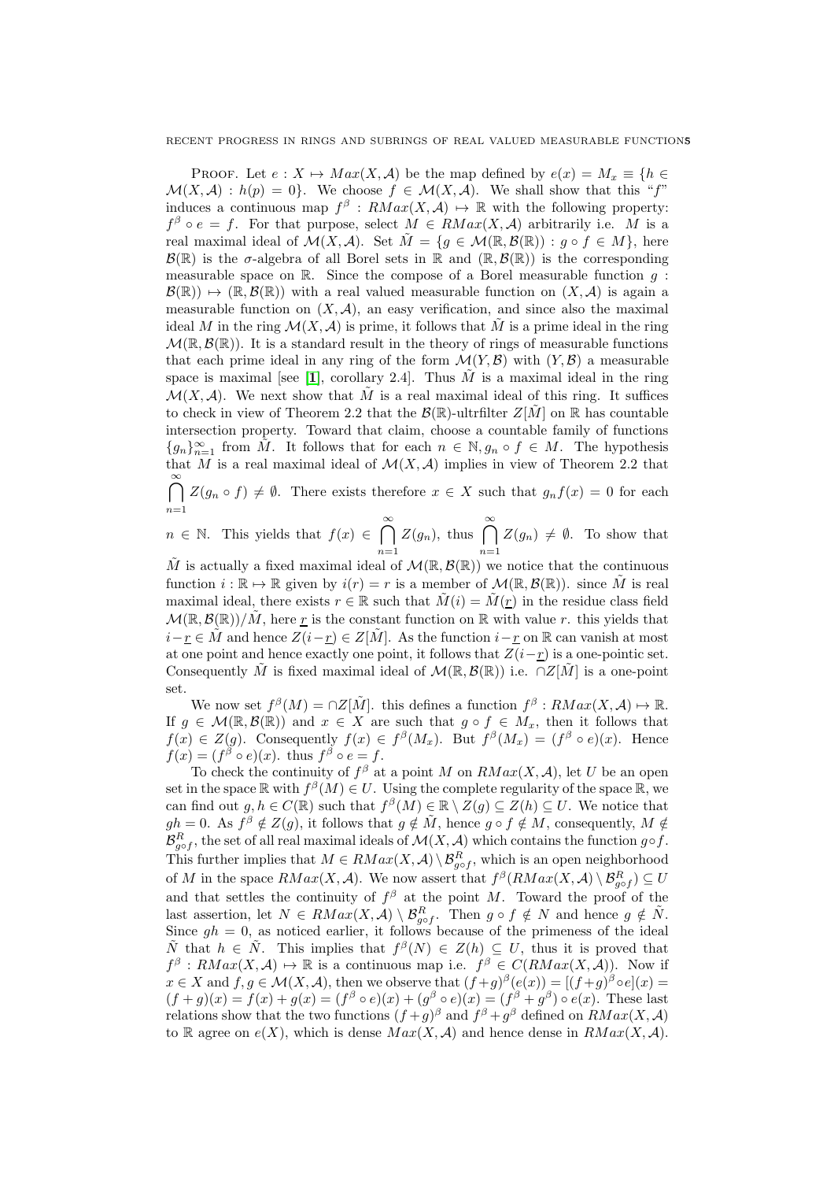PROOF. Let $e : X \mapsto Max(X, \mathcal{A})$ be the map defined by $e(x) = M_x \equiv \{h \in \mathcal{M}(X, \mathcal{A}) : h(p) = 0\}$. We choose $f \in \mathcal{M}(X, \mathcal{A})$. We shall show that this "$f$" induces a continuous map $f^\beta : RMax(X, \mathcal{A}) \mapsto \mathbb{R}$ with the following property: $f^\beta \circ e = f$. For that purpose, select $M \in RMax(X, \mathcal{A})$ arbitrarily i.e. $M$ is a real maximal ideal of $\mathcal{M}(X, \mathcal{A})$. Set $\tilde{M} = \{g \in \mathcal{M}(\mathbb{R}, \mathcal{B}(\mathbb{R})) : g \circ f \in M\}$, here $\mathcal{B}(\mathbb{R})$ is the $\sigma$-algebra of all Borel sets in $\mathbb{R}$ and $(\mathbb{R}, \mathcal{B}(\mathbb{R}))$ is the corresponding measurable space on $\mathbb{R}$. Since the compose of a Borel measurable function $g : \mathcal{B}(\mathbb{R})) \mapsto (\mathbb{R}, \mathcal{B}(\mathbb{R}))$ with a real valued measurable function on $(X, \mathcal{A})$ is again a measurable function on $(X, \mathcal{A})$, an easy verification, and since also the maximal ideal $M$ in the ring $\mathcal{M}(X, \mathcal{A})$ is prime, it follows that $\tilde{M}$ is a prime ideal in the ring $\mathcal{M}(\mathbb{R}, \mathcal{B}(\mathbb{R}))$. It is a standard result in the theory of rings of measurable functions that each prime ideal in any ring of the form $\mathcal{M}(Y, \mathcal{B})$ with $(Y, \mathcal{B})$ a measurable space is maximal [see [**1**], corollary 2.4]. Thus $\tilde{M}$ is a maximal ideal in the ring $\mathcal{M}(X, \mathcal{A})$. We next show that $\tilde{M}$ is a real maximal ideal of this ring. It suffices to check in view of Theorem 2.2 that the $\mathcal{B}(\mathbb{R})$-ultrfilter $Z[\tilde{M}]$ on $\mathbb{R}$ has countable intersection property. Toward that claim, choose a countable family of functions $\{g_n\}_{n=1}^\infty$ from $\tilde{M}$. It follows that for each $n \in \mathbb{N}, g_n \circ f \in M$. The hypothesis that $M$ is a real maximal ideal of $\mathcal{M}(X, \mathcal{A})$ implies in view of Theorem 2.2 that $\bigcap_{n=1}^{\infty} Z(g_n \circ f) \neq \emptyset$. There exists therefore $x \in X$ such that $g_n f(x) = 0$ for each $n \in \mathbb{N}$. This yields that $f(x) \in \bigcap_{n=1}^{\infty} Z(g_n)$, thus $\bigcap_{n=1}^{\infty} Z(g_n) \neq \emptyset$. To show that $\tilde{M}$ is actually a fixed maximal ideal of $\mathcal{M}(\mathbb{R}, \mathcal{B}(\mathbb{R}))$ we notice that the continuous function $i : \mathbb{R} \mapsto \mathbb{R}$ given by $i(r) = r$ is a member of $\mathcal{M}(\mathbb{R}, \mathcal{B}(\mathbb{R}))$. since $\tilde{M}$ is real maximal ideal, there exists $r \in \mathbb{R}$ such that $\tilde{M}(i) = \tilde{M}(\underline{r})$ in the residue class field $\mathcal{M}(\mathbb{R}, \mathcal{B}(\mathbb{R}))/\tilde{M}$, here $\underline{r}$ is the constant function on $\mathbb{R}$ with value $r$. this yields that $i - \underline{r} \in \tilde{M}$ and hence $Z(i - \underline{r}) \in Z[\tilde{M}]$. As the function $i - \underline{r}$ on $\mathbb{R}$ can vanish at most at one point and hence exactly one point, it follows that $Z(i - \underline{r})$ is a one-pointic set. Consequently $\tilde{M}$ is fixed maximal ideal of $\mathcal{M}(\mathbb{R}, \mathcal{B}(\mathbb{R}))$ i.e. $\cap Z[\tilde{M}]$ is a one-point set.

We now set $f^\beta(M) = \cap Z[\tilde{M}]$. this defines a function $f^\beta : RMax(X, \mathcal{A}) \mapsto \mathbb{R}$. If $g \in \mathcal{M}(\mathbb{R}, \mathcal{B}(\mathbb{R}))$ and $x \in X$ are such that $g \circ f \in M_x$, then it follows that $f(x) \in Z(g)$. Consequently $f(x) \in f^\beta(M_x)$. But $f^\beta(M_x) = (f^\beta \circ e)(x)$. Hence $f(x) = (f^\beta \circ e)(x)$. thus $f^\beta \circ e = f$.

To check the continuity of $f^\beta$ at a point $M$ on $RMax(X, \mathcal{A})$, let $U$ be an open set in the space $\mathbb{R}$ with $f^\beta(M) \in U$. Using the complete regularity of the space $\mathbb{R}$, we can find out $g, h \in C(\mathbb{R})$ such that $f^\beta(M) \in \mathbb{R} \setminus Z(g) \subseteq Z(h) \subseteq U$. We notice that $gh = 0$. As $f^\beta \notin Z(g)$, it follows that $g \notin \tilde{M}$, hence $g \circ f \notin M$, consequently, $M \notin \mathcal{B}^R_{g \circ f}$, the set of all real maximal ideals of $\mathcal{M}(X, \mathcal{A})$ which contains the function $g \circ f$. This further implies that $M \in RMax(X, \mathcal{A}) \setminus \mathcal{B}^R_{g \circ f}$, which is an open neighborhood of $M$ in the space $RMax(X, \mathcal{A})$. We now assert that $f^\beta(RMax(X, \mathcal{A}) \setminus \mathcal{B}^R_{g \circ f}) \subseteq U$ and that settles the continuity of $f^\beta$ at the point $M$. Toward the proof of the last assertion, let $N \in RMax(X, \mathcal{A}) \setminus \mathcal{B}^R_{g \circ f}$. Then $g \circ f \notin N$ and hence $g \notin \tilde{N}$. Since $gh = 0$, as noticed earlier, it follows because of the primeness of the ideal $\tilde{N}$ that $h \in \tilde{N}$. This implies that $f^\beta(N) \in Z(h) \subseteq U$, thus it is proved that $f^\beta : RMax(X, \mathcal{A}) \mapsto \mathbb{R}$ is a continuous map i.e. $f^\beta \in C(RMax(X, \mathcal{A}))$. Now if $x \in X$ and $f, g \in \mathcal{M}(X, \mathcal{A})$, then we observe that $(f+g)^\beta(e(x)) = [(f+g)^\beta \circ e](x) = (f+g)(x) = f(x) + g(x) = (f^\beta \circ e)(x) + (g^\beta \circ e)(x) = (f^\beta + g^\beta) \circ e(x)$. These last relations show that the two functions $(f+g)^\beta$ and $f^\beta + g^\beta$ defined on $RMax(X, \mathcal{A})$ to $\mathbb{R}$ agree on $e(X)$, which is dense $Max(X, \mathcal{A})$ and hence dense in $RMax(X, \mathcal{A})$.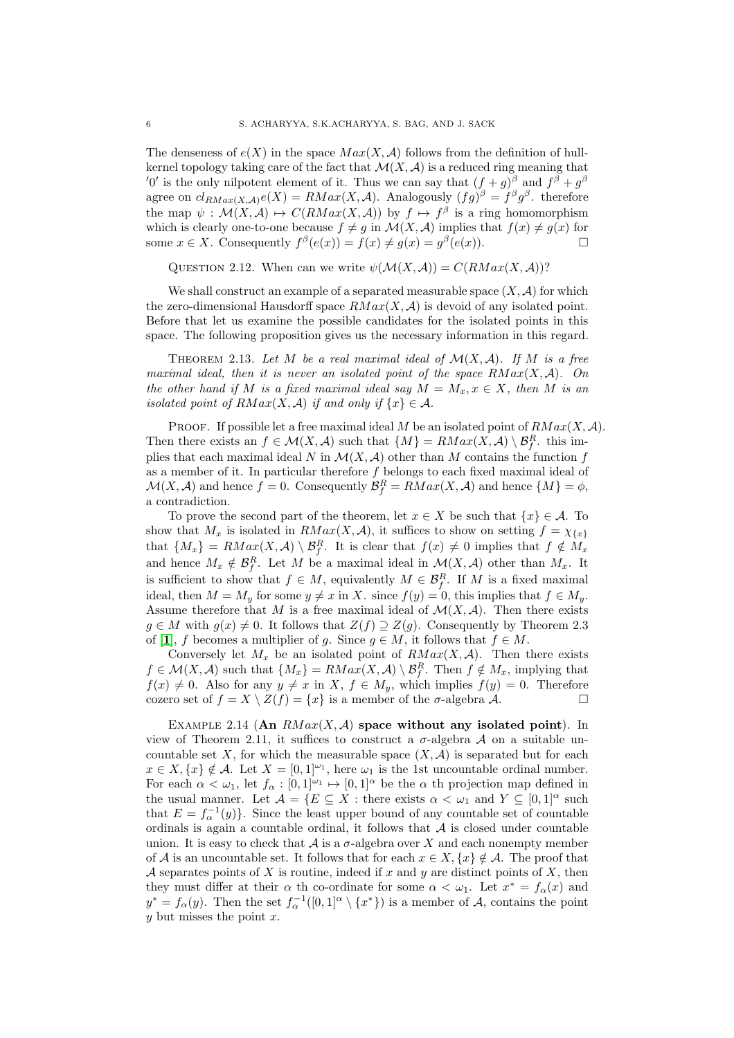The denseness of $e(X)$ in the space $Max(X, \mathcal{A})$ follows from the definition of hull-kernel topology taking care of the fact that $\mathcal{M}(X, \mathcal{A})$ is a reduced ring meaning that '$0$' is the only nilpotent element of it. Thus we can say that $(f+g)^\beta$ and $f^\beta + g^\beta$ agree on $cl_{RMax(X,\mathcal{A})}e(X) = RMax(X, \mathcal{A})$. Analogously $(fg)^\beta = f^\beta g^\beta$. therefore the map $\psi : \mathcal{M}(X, \mathcal{A}) \mapsto C(RMax(X, \mathcal{A}))$ by $f \mapsto f^\beta$ is a ring homomorphism which is clearly one-to-one because $f \neq g$ in $\mathcal{M}(X, \mathcal{A})$ implies that $f(x) \neq g(x)$ for some $x \in X$. Consequently $f^\beta(e(x)) = f(x) \neq g(x) = g^\beta(e(x))$. □

Question 2.12. When can we write $\psi(\mathcal{M}(X, \mathcal{A})) = C(RMax(X, \mathcal{A}))$?

We shall construct an example of a separated measurable space $(X, \mathcal{A})$ for which the zero-dimensional Hausdorff space $RMax(X, \mathcal{A})$ is devoid of any isolated point. Before that let us examine the possible candidates for the isolated points in this space. The following proposition gives us the necessary information in this regard.

Theorem 2.13. *Let $M$ be a real maximal ideal of $\mathcal{M}(X, \mathcal{A})$. If $M$ is a free maximal ideal, then it is never an isolated point of the space $RMax(X, \mathcal{A})$. On the other hand if $M$ is a fixed maximal ideal say $M = M_x, x \in X$, then $M$ is an isolated point of $RMax(X, \mathcal{A})$ if and only if $\{x\} \in \mathcal{A}$.*

Proof. If possible let a free maximal ideal $M$ be an isolated point of $RMax(X, \mathcal{A})$. Then there exists an $f \in \mathcal{M}(X, \mathcal{A})$ such that $\{M\} = RMax(X, \mathcal{A}) \setminus \mathcal{B}_f^R$. this implies that each maximal ideal $N$ in $\mathcal{M}(X, \mathcal{A})$ other than $M$ contains the function $f$ as a member of it. In particular therefore $f$ belongs to each fixed maximal ideal of $\mathcal{M}(X, \mathcal{A})$ and hence $f = 0$. Consequently $\mathcal{B}_f^R = RMax(X, \mathcal{A})$ and hence $\{M\} = \phi$, a contradiction.

To prove the second part of the theorem, let $x \in X$ be such that $\{x\} \in \mathcal{A}$. To show that $M_x$ is isolated in $RMax(X, \mathcal{A})$, it suffices to show on setting $f = \chi_{\{x\}}$ that $\{M_x\} = RMax(X, \mathcal{A}) \setminus \mathcal{B}_f^R$. It is clear that $f(x) \neq 0$ implies that $f \notin M_x$ and hence $M_x \notin \mathcal{B}_f^R$. Let $M$ be a maximal ideal in $\mathcal{M}(X, \mathcal{A})$ other than $M_x$. It is sufficient to show that $f \in M$, equivalently $M \in \mathcal{B}_f^R$. If $M$ is a fixed maximal ideal, then $M = M_y$ for some $y \neq x$ in $X$. since $f(y) = 0$, this implies that $f \in M_y$. Assume therefore that $M$ is a free maximal ideal of $\mathcal{M}(X, \mathcal{A})$. Then there exists $g \in M$ with $g(x) \neq 0$. It follows that $Z(f) \supseteq Z(g)$. Consequently by Theorem 2.3 of [1], $f$ becomes a multiplier of $g$. Since $g \in M$, it follows that $f \in M$.

Conversely let $M_x$ be an isolated point of $RMax(X, \mathcal{A})$. Then there exists $f \in \mathcal{M}(X, \mathcal{A})$ such that $\{M_x\} = RMax(X, \mathcal{A}) \setminus \mathcal{B}_f^R$. Then $f \notin M_x$, implying that $f(x) \neq 0$. Also for any $y \neq x$ in $X$, $f \in M_y$, which implies $f(y) = 0$. Therefore cozero set of $f = X \setminus Z(f) = \{x\}$ is a member of the $\sigma$-algebra $\mathcal{A}$. □

Example 2.14 (**An $RMax(X, \mathcal{A})$ space without any isolated point**). In view of Theorem 2.11, it suffices to construct a $\sigma$-algebra $\mathcal{A}$ on a suitable uncountable set $X$, for which the measurable space $(X, \mathcal{A})$ is separated but for each $x \in X, \{x\} \notin \mathcal{A}$. Let $X = [0,1]^{\omega_1}$, here $\omega_1$ is the 1st uncountable ordinal number. For each $\alpha < \omega_1$, let $f_\alpha : [0,1]^{\omega_1} \mapsto [0,1]^\alpha$ be the $\alpha$ th projection map defined in the usual manner. Let $\mathcal{A} = \{E \subseteq X :$ there exists $\alpha < \omega_1$ and $Y \subseteq [0,1]^\alpha$ such that $E = f_\alpha^{-1}(y)\}$. Since the least upper bound of any countable set of countable ordinals is again a countable ordinal, it follows that $\mathcal{A}$ is closed under countable union. It is easy to check that $\mathcal{A}$ is a $\sigma$-algebra over $X$ and each nonempty member of $\mathcal{A}$ is an uncountable set. It follows that for each $x \in X, \{x\} \notin \mathcal{A}$. The proof that $\mathcal{A}$ separates points of $X$ is routine, indeed if $x$ and $y$ are distinct points of $X$, then they must differ at their $\alpha$ th co-ordinate for some $\alpha < \omega_1$. Let $x^* = f_\alpha(x)$ and $y^* = f_\alpha(y)$. Then the set $f_\alpha^{-1}([0,1]^\alpha \setminus \{x^*\})$ is a member of $\mathcal{A}$, contains the point $y$ but misses the point $x$.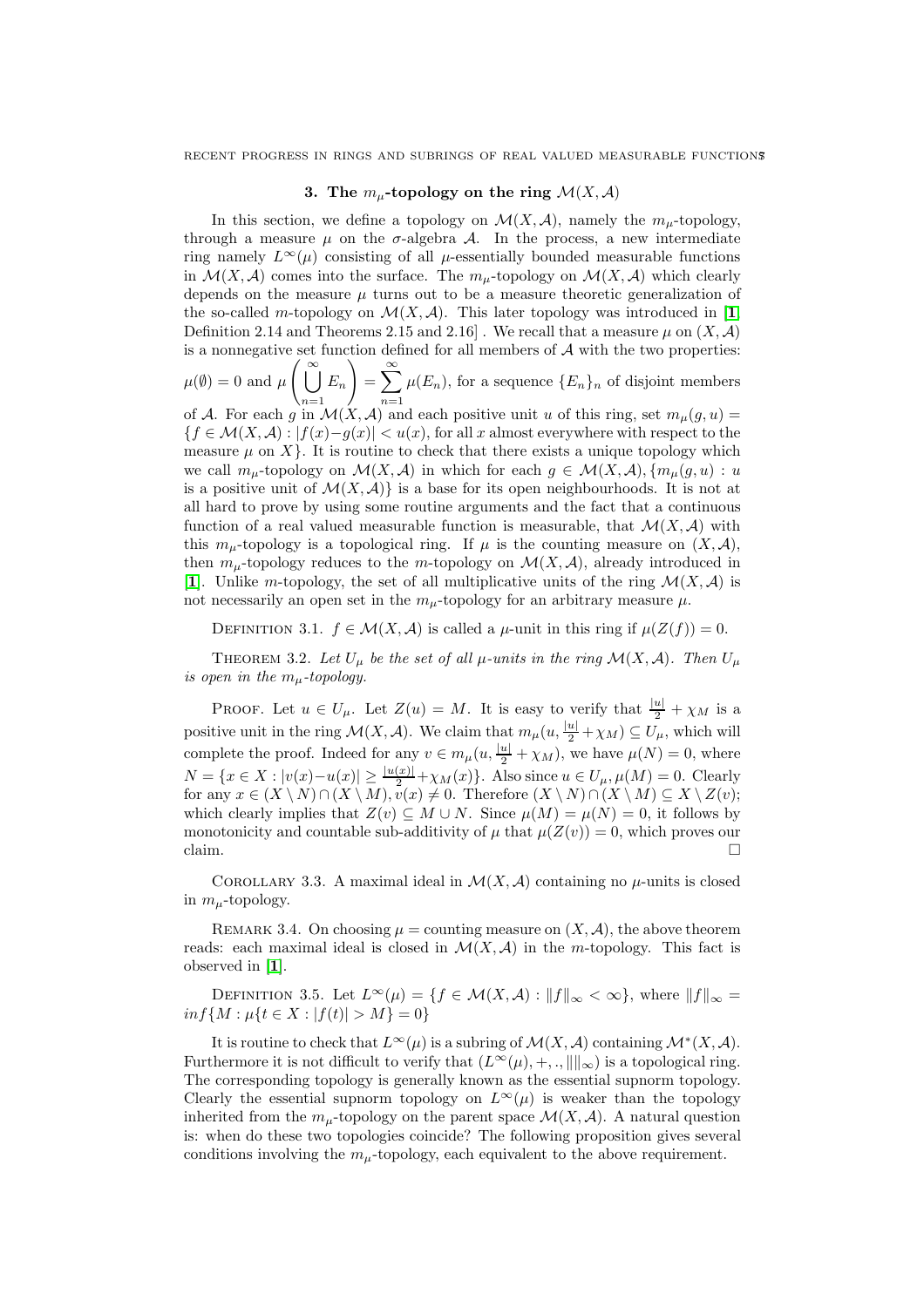## 3. The $m_\mu$-topology on the ring $\mathcal{M}(X, \mathcal{A})$

In this section, we define a topology on $\mathcal{M}(X, \mathcal{A})$, namely the $m_\mu$-topology, through a measure $\mu$ on the $\sigma$-algebra $\mathcal{A}$. In the process, a new intermediate ring namely $L^\infty(\mu)$ consisting of all $\mu$-essentially bounded measurable functions in $\mathcal{M}(X, \mathcal{A})$ comes into the surface. The $m_\mu$-topology on $\mathcal{M}(X, \mathcal{A})$ which clearly depends on the measure $\mu$ turns out to be a measure theoretic generalization of the so-called $m$-topology on $\mathcal{M}(X, \mathcal{A})$. This later topology was introduced in [**1**, Definition 2.14 and Theorems 2.15 and 2.16] . We recall that a measure $\mu$ on $(X, \mathcal{A})$ is a nonnegative set function defined for all members of $\mathcal{A}$ with the two properties: $\mu(\emptyset) = 0$ and $\mu\left(\bigcup_{n=1}^{\infty} E_n\right) = \sum_{n=1}^{\infty} \mu(E_n)$, for a sequence $\{E_n\}_n$ of disjoint members of $\mathcal{A}$. For each $g$ in $\mathcal{M}(X, \mathcal{A})$ and each positive unit $u$ of this ring, set $m_\mu(g, u) = \{f \in \mathcal{M}(X, \mathcal{A}) : |f(x) - g(x)| < u(x)$, for all $x$ almost everywhere with respect to the measure $\mu$ on $X\}$. It is routine to check that there exists a unique topology which we call $m_\mu$-topology on $\mathcal{M}(X, \mathcal{A})$ in which for each $g \in \mathcal{M}(X, \mathcal{A}), \{m_\mu(g, u) : u$ is a positive unit of $\mathcal{M}(X, \mathcal{A})\}$ is a base for its open neighbourhoods. It is not at all hard to prove by using some routine arguments and the fact that a continuous function of a real valued measurable function is measurable, that $\mathcal{M}(X, \mathcal{A})$ with this $m_\mu$-topology is a topological ring. If $\mu$ is the counting measure on $(X, \mathcal{A})$, then $m_\mu$-topology reduces to the $m$-topology on $\mathcal{M}(X, \mathcal{A})$, already introduced in [**1**]. Unlike $m$-topology, the set of all multiplicative units of the ring $\mathcal{M}(X, \mathcal{A})$ is not necessarily an open set in the $m_\mu$-topology for an arbitrary measure $\mu$.

Definition 3.1. $f \in \mathcal{M}(X, \mathcal{A})$ is called a $\mu$-unit in this ring if $\mu(Z(f)) = 0$.

Theorem 3.2. *Let $U_\mu$ be the set of all $\mu$-units in the ring $\mathcal{M}(X, \mathcal{A})$. Then $U_\mu$ is open in the $m_\mu$-topology.*

Proof. Let $u \in U_\mu$. Let $Z(u) = M$. It is easy to verify that $\frac{|u|}{2} + \chi_M$ is a positive unit in the ring $\mathcal{M}(X, \mathcal{A})$. We claim that $m_\mu(u, \frac{|u|}{2} + \chi_M) \subseteq U_\mu$, which will complete the proof. Indeed for any $v \in m_\mu(u, \frac{|u|}{2} + \chi_M)$, we have $\mu(N) = 0$, where $N = \{x \in X : |v(x) - u(x)| \geq \frac{|u(x)|}{2} + \chi_M(x)\}$. Also since $u \in U_\mu, \mu(M) = 0$. Clearly for any $x \in (X \setminus N) \cap (X \setminus M), v(x) \neq 0$. Therefore $(X \setminus N) \cap (X \setminus M) \subseteq X \setminus Z(v)$; which clearly implies that $Z(v) \subseteq M \cup N$. Since $\mu(M) = \mu(N) = 0$, it follows by monotonicity and countable sub-additivity of $\mu$ that $\mu(Z(v)) = 0$, which proves our claim. $\square$

Corollary 3.3. A maximal ideal in $\mathcal{M}(X, \mathcal{A})$ containing no $\mu$-units is closed in $m_\mu$-topology.

Remark 3.4. On choosing $\mu$ = counting measure on $(X, \mathcal{A})$, the above theorem reads: each maximal ideal is closed in $\mathcal{M}(X, \mathcal{A})$ in the $m$-topology. This fact is observed in [**1**].

Definition 3.5. Let $L^\infty(\mu) = \{f \in \mathcal{M}(X, \mathcal{A}) : \|f\|_\infty < \infty\}$, where $\|f\|_\infty = inf\{M : \mu\{t \in X : |f(t)| > M\} = 0\}$

It is routine to check that $L^\infty(\mu)$ is a subring of $\mathcal{M}(X, \mathcal{A})$ containing $\mathcal{M}^*(X, \mathcal{A})$. Furthermore it is not difficult to verify that $(L^\infty(\mu), +, ., \|\|_\infty)$ is a topological ring. The corresponding topology is generally known as the essential supnorm topology. Clearly the essential supnorm topology on $L^\infty(\mu)$ is weaker than the topology inherited from the $m_\mu$-topology on the parent space $\mathcal{M}(X, \mathcal{A})$. A natural question is: when do these two topologies coincide? The following proposition gives several conditions involving the $m_\mu$-topology, each equivalent to the above requirement.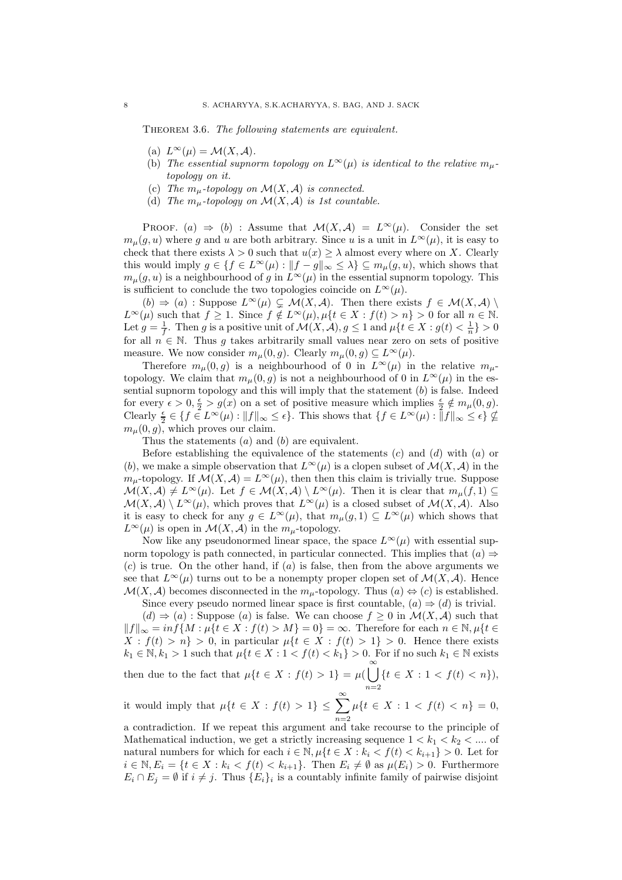THEOREM 3.6. *The following statements are equivalent.*

(a) $L^\infty(\mu) = \mathcal{M}(X, \mathcal{A})$.

(b) *The essential supnorm topology on $L^\infty(\mu)$ is identical to the relative $m_\mu$-topology on it.*

(c) *The $m_\mu$-topology on $\mathcal{M}(X, \mathcal{A})$ is connected.*

(d) *The $m_\mu$-topology on $\mathcal{M}(X, \mathcal{A})$ is 1st countable.*

PROOF. $(a) \Rightarrow (b)$ : Assume that $\mathcal{M}(X, \mathcal{A}) = L^\infty(\mu)$. Consider the set $m_\mu(g, u)$ where $g$ and $u$ are both arbitrary. Since $u$ is a unit in $L^\infty(\mu)$, it is easy to check that there exists $\lambda > 0$ such that $u(x) \geq \lambda$ almost every where on $X$. Clearly this would imply $g \in \{f \in L^\infty(\mu) : \|f - g\|_\infty \leq \lambda\} \subseteq m_\mu(g, u)$, which shows that $m_\mu(g, u)$ is a neighbourhood of $g$ in $L^\infty(\mu)$ in the essential supnorm topology. This is sufficient to conclude the two topologies coincide on $L^\infty(\mu)$.

$(b) \Rightarrow (a)$ : Suppose $L^\infty(\mu) \subsetneq \mathcal{M}(X, \mathcal{A})$. Then there exists $f \in \mathcal{M}(X, \mathcal{A}) \setminus L^\infty(\mu)$ such that $f \geq 1$. Since $f \notin L^\infty(\mu), \mu\{t \in X : f(t) > n\} > 0$ for all $n \in \mathbb{N}$. Let $g = \frac{1}{f}$. Then $g$ is a positive unit of $\mathcal{M}(X, \mathcal{A}), g \leq 1$ and $\mu\{t \in X : g(t) < \frac{1}{n}\} > 0$ for all $n \in \mathbb{N}$. Thus $g$ takes arbitrarily small values near zero on sets of positive measure. We now consider $m_\mu(0, g)$. Clearly $m_\mu(0, g) \subseteq L^\infty(\mu)$.

Therefore $m_\mu(0, g)$ is a neighbourhood of 0 in $L^\infty(\mu)$ in the relative $m_\mu$-topology. We claim that $m_\mu(0, g)$ is not a neighbourhood of 0 in $L^\infty(\mu)$ in the essential supnorm topology and this will imply that the statement $(b)$ is false. Indeed for every $\epsilon > 0, \frac{\epsilon}{2} > g(x)$ on a set of positive measure which implies $\frac{\epsilon}{2} \notin m_\mu(0, g)$. Clearly $\frac{\epsilon}{2} \in \{f \in L^\infty(\mu) : \|f\|_\infty \leq \epsilon\}$. This shows that $\{f \in L^\infty(\mu) : \|f\|_\infty \leq \epsilon\} \nsubseteq m_\mu(0, g)$, which proves our claim.

Thus the statements $(a)$ and $(b)$ are equivalent.

Before establishing the equivalence of the statements $(c)$ and $(d)$ with $(a)$ or $(b)$, we make a simple observation that $L^\infty(\mu)$ is a clopen subset of $\mathcal{M}(X, \mathcal{A})$ in the $m_\mu$-topology. If $\mathcal{M}(X, \mathcal{A}) = L^\infty(\mu)$, then then this claim is trivially true. Suppose $\mathcal{M}(X, \mathcal{A}) \neq L^\infty(\mu)$. Let $f \in \mathcal{M}(X, \mathcal{A}) \setminus L^\infty(\mu)$. Then it is clear that $m_\mu(f, 1) \subseteq \mathcal{M}(X, \mathcal{A}) \setminus L^\infty(\mu)$, which proves that $L^\infty(\mu)$ is a closed subset of $\mathcal{M}(X, \mathcal{A})$. Also it is easy to check for any $g \in L^\infty(\mu)$, that $m_\mu(g, 1) \subseteq L^\infty(\mu)$ which shows that $L^\infty(\mu)$ is open in $\mathcal{M}(X, \mathcal{A})$ in the $m_\mu$-topology.

Now like any pseudonormed linear space, the space $L^\infty(\mu)$ with essential supnorm topology is path connected, in particular connected. This implies that $(a) \Rightarrow (c)$ is true. On the other hand, if $(a)$ is false, then from the above arguments we see that $L^\infty(\mu)$ turns out to be a nonempty proper clopen set of $\mathcal{M}(X, \mathcal{A})$. Hence $\mathcal{M}(X, \mathcal{A})$ becomes disconnected in the $m_\mu$-topology. Thus $(a) \Leftrightarrow (c)$ is established.

Since every pseudo normed linear space is first countable, $(a) \Rightarrow (d)$ is trivial.

$(d) \Rightarrow (a)$ : Suppose $(a)$ is false. We can choose $f \geq 0$ in $\mathcal{M}(X, \mathcal{A})$ such that $\|f\|_\infty = inf\{M : \mu\{t \in X : f(t) > M\} = 0\} = \infty$. Therefore for each $n \in \mathbb{N}, \mu\{t \in X : f(t) > n\} > 0$, in particular $\mu\{t \in X : f(t) > 1\} > 0$. Hence there exists $k_1 \in \mathbb{N}, k_1 > 1$ such that $\mu\{t \in X : 1 < f(t) < k_1\} > 0$. For if no such $k_1 \in \mathbb{N}$ exists then due to the fact that $\mu\{t \in X : f(t) > 1\} = \mu(\bigcup_{n=2}^{\infty}\{t \in X : 1 < f(t) < n\})$, it would imply that $\mu\{t \in X : f(t) > 1\} \leq \sum_{n=2}^{\infty} \mu\{t \in X : 1 < f(t) < n\} = 0$, a contradiction. If we repeat this argument and take recourse to the principle of Mathematical induction, we get a strictly increasing sequence $1 < k_1 < k_2 < ....$ of natural numbers for which for each $i \in \mathbb{N}, \mu\{t \in X : k_i < f(t) < k_{i+1}\} > 0$. Let for $i \in \mathbb{N}, E_i = \{t \in X : k_i < f(t) < k_{i+1}\}$. Then $E_i \neq \emptyset$ as $\mu(E_i) > 0$. Furthermore $E_i \cap E_j = \emptyset$ if $i \neq j$. Thus $\{E_i\}_i$ is a countably infinite family of pairwise disjoint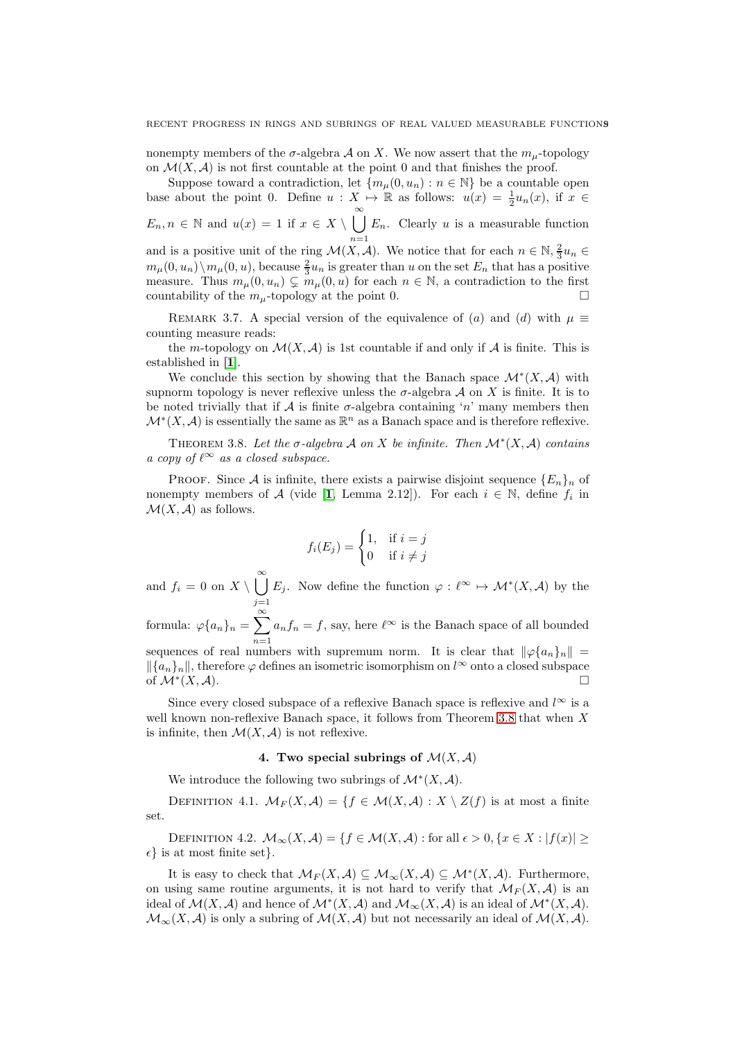nonempty members of the $\sigma$-algebra $\mathcal{A}$ on $X$. We now assert that the $m_\mu$-topology on $\mathcal{M}(X, \mathcal{A})$ is not first countable at the point 0 and that finishes the proof.

Suppose toward a contradiction, let $\{m_\mu(0, u_n) : n \in \mathbb{N}\}$ be a countable open base about the point 0. Define $u : X \mapsto \mathbb{R}$ as follows: $u(x) = \frac{1}{2}u_n(x)$, if $x \in E_n, n \in \mathbb{N}$ and $u(x) = 1$ if $x \in X \setminus \bigcup_{n=1}^{\infty} E_n$. Clearly $u$ is a measurable function and is a positive unit of the ring $\mathcal{M}(X, \mathcal{A})$. We notice that for each $n \in \mathbb{N}, \frac{2}{3}u_n \in m_\mu(0, u_n) \setminus m_\mu(0, u)$, because $\frac{2}{3}u_n$ is greater than $u$ on the set $E_n$ that has a positive measure. Thus $m_\mu(0, u_n) \subsetneq m_\mu(0, u)$ for each $n \in \mathbb{N}$, a contradiction to the first countability of the $m_\mu$-topology at the point 0. $\square$

REMARK 3.7. A special version of the equivalence of $(a)$ and $(d)$ with $\mu \equiv$ counting measure reads:

the $m$-topology on $\mathcal{M}(X, \mathcal{A})$ is 1st countable if and only if $\mathcal{A}$ is finite. This is established in [**1**].

We conclude this section by showing that the Banach space $\mathcal{M}^*(X, \mathcal{A})$ with supnorm topology is never reflexive unless the $\sigma$-algebra $\mathcal{A}$ on $X$ is finite. It is to be noted trivially that if $\mathcal{A}$ is finite $\sigma$-algebra containing '$n$' many members then $\mathcal{M}^*(X, \mathcal{A})$ is essentially the same as $\mathbb{R}^n$ as a Banach space and is therefore reflexive.

THEOREM 3.8. *Let the $\sigma$-algebra $\mathcal{A}$ on $X$ be infinite. Then $\mathcal{M}^*(X, \mathcal{A})$ contains a copy of $\ell^\infty$ as a closed subspace.*

PROOF. Since $\mathcal{A}$ is infinite, there exists a pairwise disjoint sequence $\{E_n\}_n$ of nonempty members of $\mathcal{A}$ (vide [**1**, Lemma 2.12]). For each $i \in \mathbb{N}$, define $f_i$ in $\mathcal{M}(X, \mathcal{A})$ as follows.

$$f_i(E_j) = \begin{cases} 1, & \text{if } i = j \\ 0 & \text{if } i \neq j \end{cases}$$

and $f_i = 0$ on $X \setminus \bigcup_{j=1}^{\infty} E_j$. Now define the function $\varphi : \ell^\infty \mapsto \mathcal{M}^*(X, \mathcal{A})$ by the formula: $\varphi\{a_n\}_n = \sum_{n=1}^{\infty} a_n f_n = f$, say, here $\ell^\infty$ is the Banach space of all bounded sequences of real numbers with supremum norm. It is clear that $\|\varphi\{a_n\}_n\| = \|\{a_n\}_n\|$, therefore $\varphi$ defines an isometric isomorphism on $l^\infty$ onto a closed subspace of $\mathcal{M}^*(X, \mathcal{A})$. $\square$

Since every closed subspace of a reflexive Banach space is reflexive and $l^\infty$ is a well known non-reflexive Banach space, it follows from Theorem 3.8 that when $X$ is infinite, then $\mathcal{M}(X, \mathcal{A})$ is not reflexive.

## 4. Two special subrings of $\mathcal{M}(X, \mathcal{A})$

We introduce the following two subrings of $\mathcal{M}^*(X, \mathcal{A})$.

DEFINITION 4.1. $\mathcal{M}_F(X, \mathcal{A}) = \{f \in \mathcal{M}(X, \mathcal{A}) : X \setminus Z(f)$ is at most a finite set.

DEFINITION 4.2. $\mathcal{M}_\infty(X, \mathcal{A}) = \{f \in \mathcal{M}(X, \mathcal{A}) :$ for all $\epsilon > 0, \{x \in X : |f(x)| \geq \epsilon\}$ is at most finite set$\}$.

It is easy to check that $\mathcal{M}_F(X, \mathcal{A}) \subseteq \mathcal{M}_\infty(X, \mathcal{A}) \subseteq \mathcal{M}^*(X, \mathcal{A})$. Furthermore, on using same routine arguments, it is not hard to verify that $\mathcal{M}_F(X, \mathcal{A})$ is an ideal of $\mathcal{M}(X, \mathcal{A})$ and hence of $\mathcal{M}^*(X, \mathcal{A})$ and $\mathcal{M}_\infty(X, \mathcal{A})$ is an ideal of $\mathcal{M}^*(X, \mathcal{A})$. $\mathcal{M}_\infty(X, \mathcal{A})$ is only a subring of $\mathcal{M}(X, \mathcal{A})$ but not necessarily an ideal of $\mathcal{M}(X, \mathcal{A})$.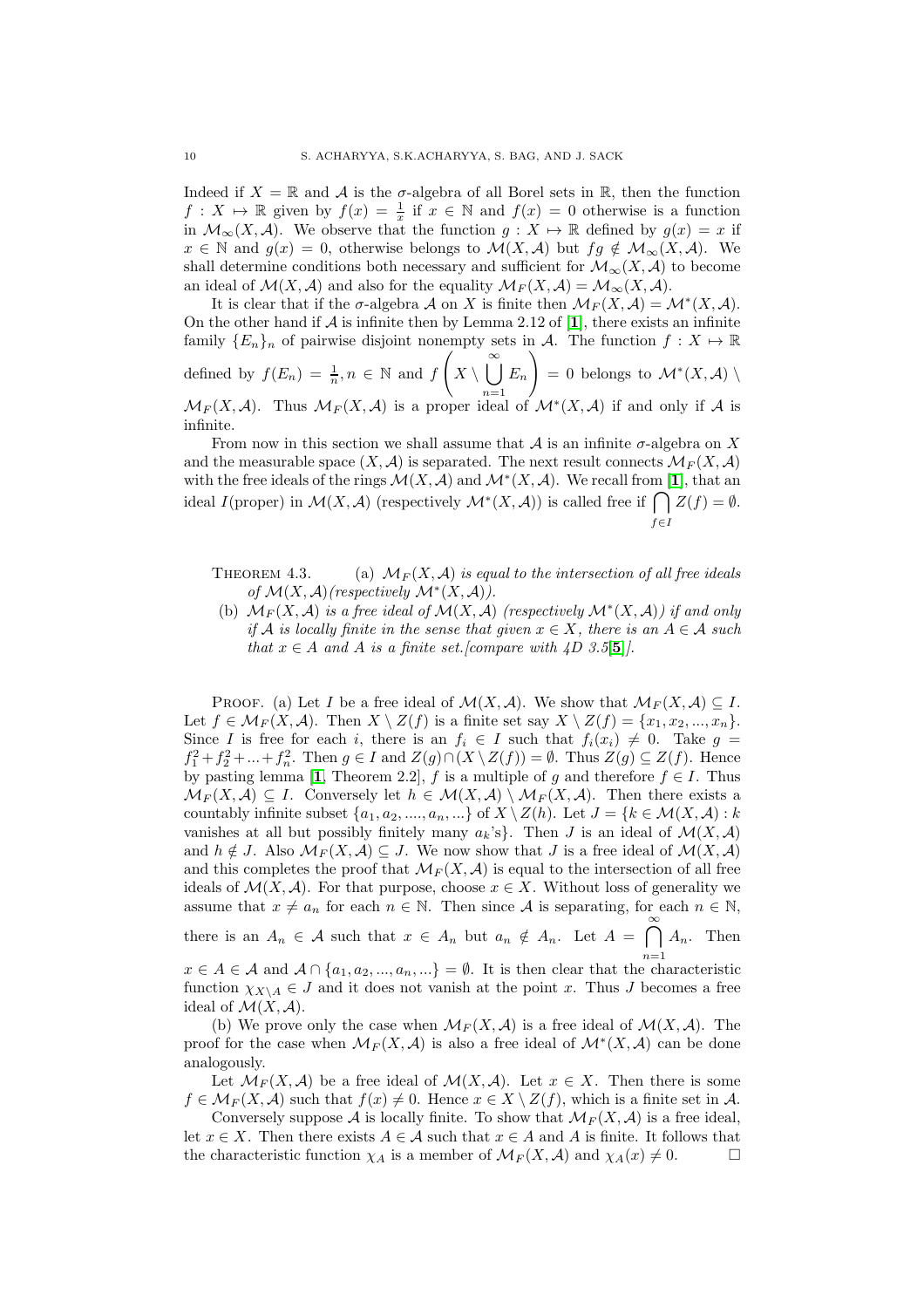Indeed if $X = \mathbb{R}$ and $\mathcal{A}$ is the $\sigma$-algebra of all Borel sets in $\mathbb{R}$, then the function $f : X \mapsto \mathbb{R}$ given by $f(x) = \frac{1}{x}$ if $x \in \mathbb{N}$ and $f(x) = 0$ otherwise is a function in $\mathcal{M}_\infty(X, \mathcal{A})$. We observe that the function $g : X \mapsto \mathbb{R}$ defined by $g(x) = x$ if $x \in \mathbb{N}$ and $g(x) = 0$, otherwise belongs to $\mathcal{M}(X, \mathcal{A})$ but $fg \notin \mathcal{M}_\infty(X, \mathcal{A})$. We shall determine conditions both necessary and sufficient for $\mathcal{M}_\infty(X, \mathcal{A})$ to become an ideal of $\mathcal{M}(X, \mathcal{A})$ and also for the equality $\mathcal{M}_F(X, \mathcal{A}) = \mathcal{M}_\infty(X, \mathcal{A})$.

It is clear that if the $\sigma$-algebra $\mathcal{A}$ on $X$ is finite then $\mathcal{M}_F(X, \mathcal{A}) = \mathcal{M}^*(X, \mathcal{A})$. On the other hand if $\mathcal{A}$ is infinite then by Lemma 2.12 of [1], there exists an infinite family $\{E_n\}_n$ of pairwise disjoint nonempty sets in $\mathcal{A}$. The function $f : X \mapsto \mathbb{R}$ defined by $f(E_n) = \frac{1}{n}, n \in \mathbb{N}$ and $f\left(X \setminus \bigcup_{n=1}^{\infty} E_n\right) = 0$ belongs to $\mathcal{M}^*(X, \mathcal{A}) \setminus \mathcal{M}_F(X, \mathcal{A})$. Thus $\mathcal{M}_F(X, \mathcal{A})$ is a proper ideal of $\mathcal{M}^*(X, \mathcal{A})$ if and only if $\mathcal{A}$ is infinite.

From now in this section we shall assume that $\mathcal{A}$ is an infinite $\sigma$-algebra on $X$ and the measurable space $(X, \mathcal{A})$ is separated. The next result connects $\mathcal{M}_F(X, \mathcal{A})$ with the free ideals of the rings $\mathcal{M}(X, \mathcal{A})$ and $\mathcal{M}^*(X, \mathcal{A})$. We recall from [1], that an ideal $I$(proper) in $\mathcal{M}(X, \mathcal{A})$ (respectively $\mathcal{M}^*(X, \mathcal{A})$) is called free if $\bigcap_{f \in I} Z(f) = \emptyset$.

Theorem 4.3. (a) *$\mathcal{M}_F(X, \mathcal{A})$ is equal to the intersection of all free ideals of $\mathcal{M}(X, \mathcal{A})$(respectively $\mathcal{M}^*(X, \mathcal{A})$).*

(b) *$\mathcal{M}_F(X, \mathcal{A})$ is a free ideal of $\mathcal{M}(X, \mathcal{A})$ (respectively $\mathcal{M}^*(X, \mathcal{A})$) if and only if $\mathcal{A}$ is locally finite in the sense that given $x \in X$, there is an $A \in \mathcal{A}$ such that $x \in A$ and $A$ is a finite set.[compare with 4D 3.5[5]].*

Proof. (a) Let $I$ be a free ideal of $\mathcal{M}(X, \mathcal{A})$. We show that $\mathcal{M}_F(X, \mathcal{A}) \subseteq I$. Let $f \in \mathcal{M}_F(X, \mathcal{A})$. Then $X \setminus Z(f)$ is a finite set say $X \setminus Z(f) = \{x_1, x_2, ..., x_n\}$. Since $I$ is free for each $i$, there is an $f_i \in I$ such that $f_i(x_i) \neq 0$. Take $g = f_1^2 + f_2^2 + ... + f_n^2$. Then $g \in I$ and $Z(g) \cap (X \setminus Z(f)) = \emptyset$. Thus $Z(g) \subseteq Z(f)$. Hence by pasting lemma [1, Theorem 2.2], $f$ is a multiple of $g$ and therefore $f \in I$. Thus $\mathcal{M}_F(X, \mathcal{A}) \subseteq I$. Conversely let $h \in \mathcal{M}(X, \mathcal{A}) \setminus \mathcal{M}_F(X, \mathcal{A})$. Then there exists a countably infinite subset $\{a_1, a_2, ...., a_n, ...\}$ of $X \setminus Z(h)$. Let $J = \{k \in \mathcal{M}(X, \mathcal{A}) : k$ vanishes at all but possibly finitely many $a_k$'s$\}$. Then $J$ is an ideal of $\mathcal{M}(X, \mathcal{A})$ and $h \notin J$. Also $\mathcal{M}_F(X, \mathcal{A}) \subseteq J$. We now show that $J$ is a free ideal of $\mathcal{M}(X, \mathcal{A})$ and this completes the proof that $\mathcal{M}_F(X, \mathcal{A})$ is equal to the intersection of all free ideals of $\mathcal{M}(X, \mathcal{A})$. For that purpose, choose $x \in X$. Without loss of generality we assume that $x \neq a_n$ for each $n \in \mathbb{N}$. Then since $\mathcal{A}$ is separating, for each $n \in \mathbb{N}$, there is an $A_n \in \mathcal{A}$ such that $x \in A_n$ but $a_n \notin A_n$. Let $A = \bigcap_{n=1}^{\infty} A_n$. Then $x \in A \in \mathcal{A}$ and $\mathcal{A} \cap \{a_1, a_2, ..., a_n, ...\} = \emptyset$. It is then clear that the characteristic function $\chi_{X \setminus A} \in J$ and it does not vanish at the point $x$. Thus $J$ becomes a free ideal of $\mathcal{M}(X, \mathcal{A})$.

(b) We prove only the case when $\mathcal{M}_F(X, \mathcal{A})$ is a free ideal of $\mathcal{M}(X, \mathcal{A})$. The proof for the case when $\mathcal{M}_F(X, \mathcal{A})$ is also a free ideal of $\mathcal{M}^*(X, \mathcal{A})$ can be done analogously.

Let $\mathcal{M}_F(X, \mathcal{A})$ be a free ideal of $\mathcal{M}(X, \mathcal{A})$. Let $x \in X$. Then there is some $f \in \mathcal{M}_F(X, \mathcal{A})$ such that $f(x) \neq 0$. Hence $x \in X \setminus Z(f)$, which is a finite set in $\mathcal{A}$.

Conversely suppose $\mathcal{A}$ is locally finite. To show that $\mathcal{M}_F(X, \mathcal{A})$ is a free ideal, let $x \in X$. Then there exists $A \in \mathcal{A}$ such that $x \in A$ and $A$ is finite. It follows that the characteristic function $\chi_A$ is a member of $\mathcal{M}_F(X, \mathcal{A})$ and $\chi_A(x) \neq 0$. □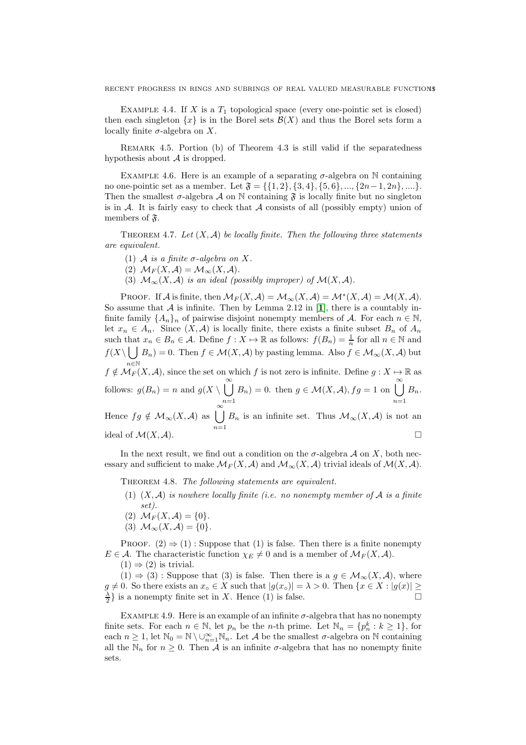Example 4.4. If $X$ is a $T_1$ topological space (every one-pointic set is closed) then each singleton $\{x\}$ is in the Borel sets $\mathcal{B}(X)$ and thus the Borel sets form a locally finite $\sigma$-algebra on $X$.

Remark 4.5. Portion (b) of Theorem 4.3 is still valid if the separatedness hypothesis about $\mathcal{A}$ is dropped.

Example 4.6. Here is an example of a separating $\sigma$-algebra on $\mathbb{N}$ containing no one-pointic set as a member. Let $\mathfrak{F} = \{\{1, 2\}, \{3, 4\}, \{5, 6\}, ..., \{2n-1, 2n\}, ....\}$. Then the smallest $\sigma$-algebra $\mathcal{A}$ on $\mathbb{N}$ containing $\mathfrak{F}$ is locally finite but no singleton is in $\mathcal{A}$. It is fairly easy to check that $\mathcal{A}$ consists of all (possibly empty) union of members of $\mathfrak{F}$.

Theorem 4.7. *Let $(X, \mathcal{A})$ be locally finite. Then the following three statements are equivalent.*

1. *$\mathcal{A}$ is a finite $\sigma$-algebra on $X$.*
2. *$\mathcal{M}_F(X, \mathcal{A}) = \mathcal{M}_\infty(X, \mathcal{A})$.*
3. *$\mathcal{M}_\infty(X, \mathcal{A})$ is an ideal (possibly improper) of $\mathcal{M}(X, \mathcal{A})$.*

Proof. If $\mathcal{A}$ is finite, then $\mathcal{M}_F(X, \mathcal{A}) = \mathcal{M}_\infty(X, \mathcal{A}) = \mathcal{M}^*(X, \mathcal{A}) = \mathcal{M}(X, \mathcal{A})$. So assume that $\mathcal{A}$ is infinite. Then by Lemma 2.12 in [1], there is a countably infinite family $\{A_n\}_n$ of pairwise disjoint nonempty members of $\mathcal{A}$. For each $n \in \mathbb{N}$, let $x_n \in A_n$. Since $(X, \mathcal{A})$ is locally finite, there exists a finite subset $B_n$ of $A_n$ such that $x_n \in B_n \in \mathcal{A}$. Define $f : X \mapsto \mathbb{R}$ as follows: $f(B_n) = \frac{1}{n}$ for all $n \in \mathbb{N}$ and $f(X \setminus \bigcup_{n\in\mathbb{N}} B_n) = 0$. Then $f \in \mathcal{M}(X, \mathcal{A})$ by pasting lemma. Also $f \in \mathcal{M}_\infty(X, \mathcal{A})$ but $f \notin \mathcal{M}_F(X, \mathcal{A})$, since the set on which $f$ is not zero is infinite. Define $g : X \mapsto \mathbb{R}$ as follows: $g(B_n) = n$ and $g(X \setminus \bigcup_{n=1}^{\infty} B_n) = 0$. then $g \in \mathcal{M}(X, \mathcal{A}), fg = 1$ on $\bigcup_{n=1}^{\infty} B_n$. Hence $fg \notin \mathcal{M}_\infty(X, \mathcal{A})$ as $\bigcup_{n=1}^{\infty} B_n$ is an infinite set. Thus $\mathcal{M}_\infty(X, \mathcal{A})$ is not an ideal of $\mathcal{M}(X, \mathcal{A})$. $\square$

In the next result, we find out a condition on the $\sigma$-algebra $\mathcal{A}$ on $X$, both necessary and sufficient to make $\mathcal{M}_F(X, \mathcal{A})$ and $\mathcal{M}_\infty(X, \mathcal{A})$ trivial ideals of $\mathcal{M}(X, \mathcal{A})$.

Theorem 4.8. *The following statements are equivalent.*

1. *$(X, \mathcal{A})$ is nowhere locally finite (i.e. no nonempty member of $\mathcal{A}$ is a finite set).*
2. *$\mathcal{M}_F(X, \mathcal{A}) = \{0\}$.*
3. *$\mathcal{M}_\infty(X, \mathcal{A}) = \{0\}$.*

Proof. $(2) \Rightarrow (1)$ : Suppose that (1) is false. Then there is a finite nonempty $E \in \mathcal{A}$. The characteristic function $\chi_E \neq 0$ and is a member of $\mathcal{M}_F(X, \mathcal{A})$.

$(1) \Rightarrow (2)$ is trivial.

$(1) \Rightarrow (3)$ : Suppose that (3) is false. Then there is a $g \in \mathcal{M}_\infty(X, \mathcal{A})$, where $g \neq 0$. So there exists an $x_\circ \in X$ such that $|g(x_\circ)| = \lambda > 0$. Then $\{x \in X : |g(x)| \geq \frac{\lambda}{2}\}$ is a nonempty finite set in $X$. Hence (1) is false. $\square$

Example 4.9. Here is an example of an infinite $\sigma$-algebra that has no nonempty finite sets. For each $n \in \mathbb{N}$, let $p_n$ be the $n$-th prime. Let $\mathbb{N}_n = \{p_n^k : k \geq 1\}$, for each $n \geq 1$, let $\mathbb{N}_0 = \mathbb{N} \setminus \cup_{n=1}^{\infty} \mathbb{N}_n$. Let $\mathcal{A}$ be the smallest $\sigma$-algebra on $\mathbb{N}$ containing all the $\mathbb{N}_n$ for $n \geq 0$. Then $\mathcal{A}$ is an infinite $\sigma$-algebra that has no nonempty finite sets.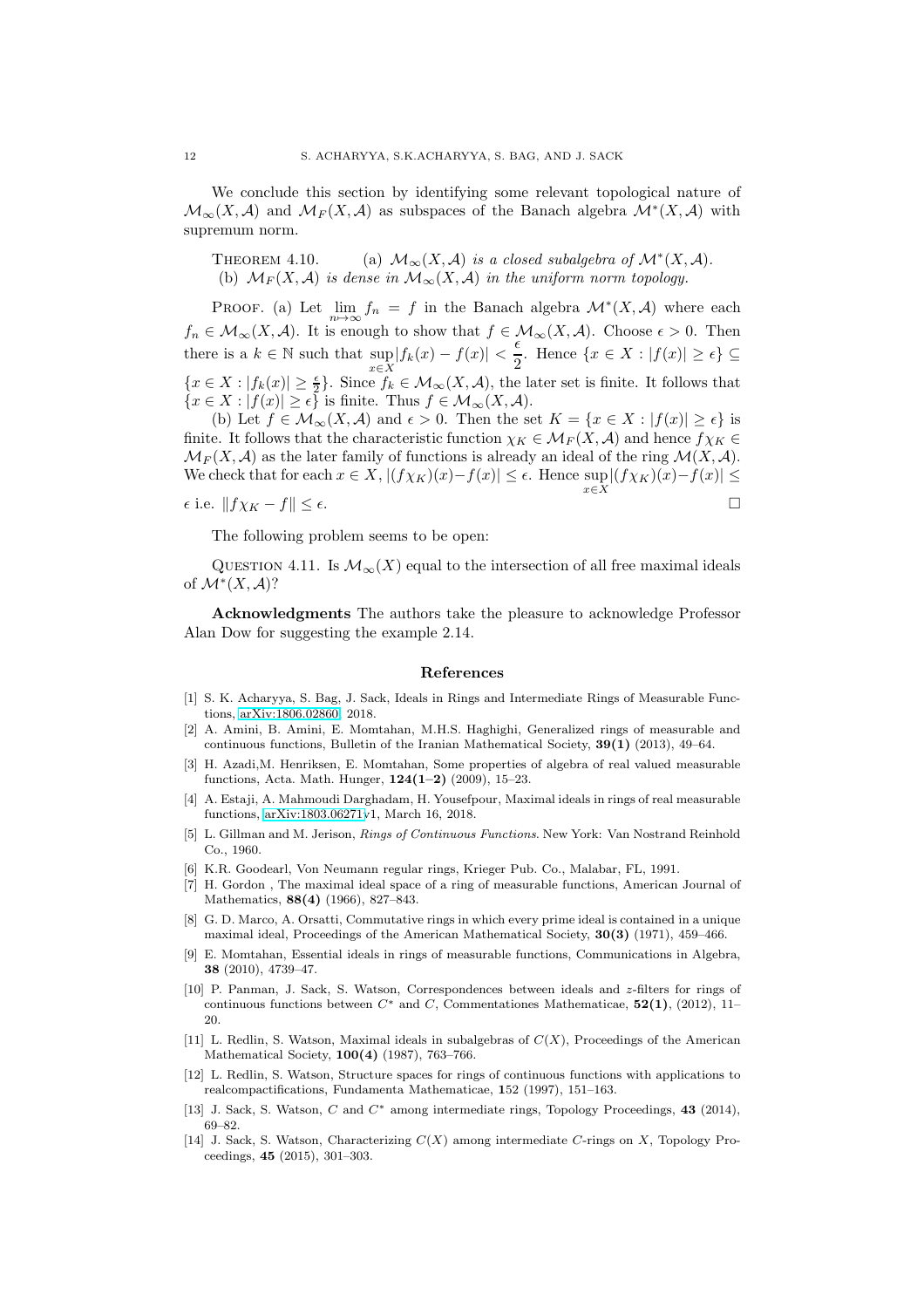We conclude this section by identifying some relevant topological nature of $\mathcal{M}_\infty(X, \mathcal{A})$ and $\mathcal{M}_F(X, \mathcal{A})$ as subspaces of the Banach algebra $\mathcal{M}^*(X, \mathcal{A})$ with supremum norm.

THEOREM 4.10. *(a) $\mathcal{M}_\infty(X, \mathcal{A})$ is a closed subalgebra of $\mathcal{M}^*(X, \mathcal{A})$.*
*(b) $\mathcal{M}_F(X, \mathcal{A})$ is dense in $\mathcal{M}_\infty(X, \mathcal{A})$ in the uniform norm topology.*

PROOF. (a) Let $\lim_{n\mapsto\infty} f_n = f$ in the Banach algebra $\mathcal{M}^*(X, \mathcal{A})$ where each $f_n \in \mathcal{M}_\infty(X, \mathcal{A})$. It is enough to show that $f \in \mathcal{M}_\infty(X, \mathcal{A})$. Choose $\epsilon > 0$. Then there is a $k \in \mathbb{N}$ such that $\sup_{x\in X}|f_k(x) - f(x)| < \frac{\epsilon}{2}$. Hence $\{x \in X : |f(x)| \geq \epsilon\} \subseteq \{x \in X : |f_k(x)| \geq \frac{\epsilon}{2}\}$. Since $f_k \in \mathcal{M}_\infty(X, \mathcal{A})$, the later set is finite. It follows that $\{x \in X : |f(x)| \geq \epsilon\}$ is finite. Thus $f \in \mathcal{M}_\infty(X, \mathcal{A})$.

(b) Let $f \in \mathcal{M}_\infty(X, \mathcal{A})$ and $\epsilon > 0$. Then the set $K = \{x \in X : |f(x)| \geq \epsilon\}$ is finite. It follows that the characteristic function $\chi_K \in \mathcal{M}_F(X, \mathcal{A})$ and hence $f\chi_K \in \mathcal{M}_F(X, \mathcal{A})$ as the later family of functions is already an ideal of the ring $\mathcal{M}(X, \mathcal{A})$. We check that for each $x \in X$, $|(f\chi_K)(x) - f(x)| \leq \epsilon$. Hence $\sup_{x\in X}|(f\chi_K)(x) - f(x)| \leq \epsilon$ i.e. $\|f\chi_K - f\| \leq \epsilon$. □

The following problem seems to be open:

QUESTION 4.11. Is $\mathcal{M}_\infty(X)$ equal to the intersection of all free maximal ideals of $\mathcal{M}^*(X, \mathcal{A})$?

**Acknowledgments** The authors take the pleasure to acknowledge Professor Alan Dow for suggesting the example 2.14.

## References

[1] S. K. Acharyya, S. Bag, J. Sack, Ideals in Rings and Intermediate Rings of Measurable Functions, arXiv:1806.02860, 2018.

[2] A. Amini, B. Amini, E. Momtahan, M.H.S. Haghighi, Generalized rings of measurable and continuous functions, Bulletin of the Iranian Mathematical Society, **39(1)** (2013), 49–64.

[3] H. Azadi,M. Henriksen, E. Momtahan, Some properties of algebra of real valued measurable functions, Acta. Math. Hunger, **124(1–2)** (2009), 15–23.

[4] A. Estaji, A. Mahmoudi Darghadam, H. Yousefpour, Maximal ideals in rings of real measurable functions, arXiv:1803.06271v1, March 16, 2018.

[5] L. Gillman and M. Jerison, *Rings of Continuous Functions*. New York: Van Nostrand Reinhold Co., 1960.

[6] K.R. Goodearl, Von Neumann regular rings, Krieger Pub. Co., Malabar, FL, 1991.

[7] H. Gordon , The maximal ideal space of a ring of measurable functions, American Journal of Mathematics, **88(4)** (1966), 827–843.

[8] G. D. Marco, A. Orsatti, Commutative rings in which every prime ideal is contained in a unique maximal ideal, Proceedings of the American Mathematical Society, **30(3)** (1971), 459–466.

[9] E. Momtahan, Essential ideals in rings of measurable functions, Communications in Algebra, **38** (2010), 4739–47.

[10] P. Panman, J. Sack, S. Watson, Correspondences between ideals and $z$-filters for rings of continuous functions between $C^*$ and $C$, Commentationes Mathematicae, **52(1)**, (2012), 11–20.

[11] L. Redlin, S. Watson, Maximal ideals in subalgebras of $C(X)$, Proceedings of the American Mathematical Society, **100(4)** (1987), 763–766.

[12] L. Redlin, S. Watson, Structure spaces for rings of continuous functions with applications to realcompactifications, Fundamenta Mathematicae, **1**52 (1997), 151–163.

[13] J. Sack, S. Watson, $C$ and $C^*$ among intermediate rings, Topology Proceedings, **43** (2014), 69–82.

[14] J. Sack, S. Watson, Characterizing $C(X)$ among intermediate $C$-rings on $X$, Topology Proceedings, **45** (2015), 301–303.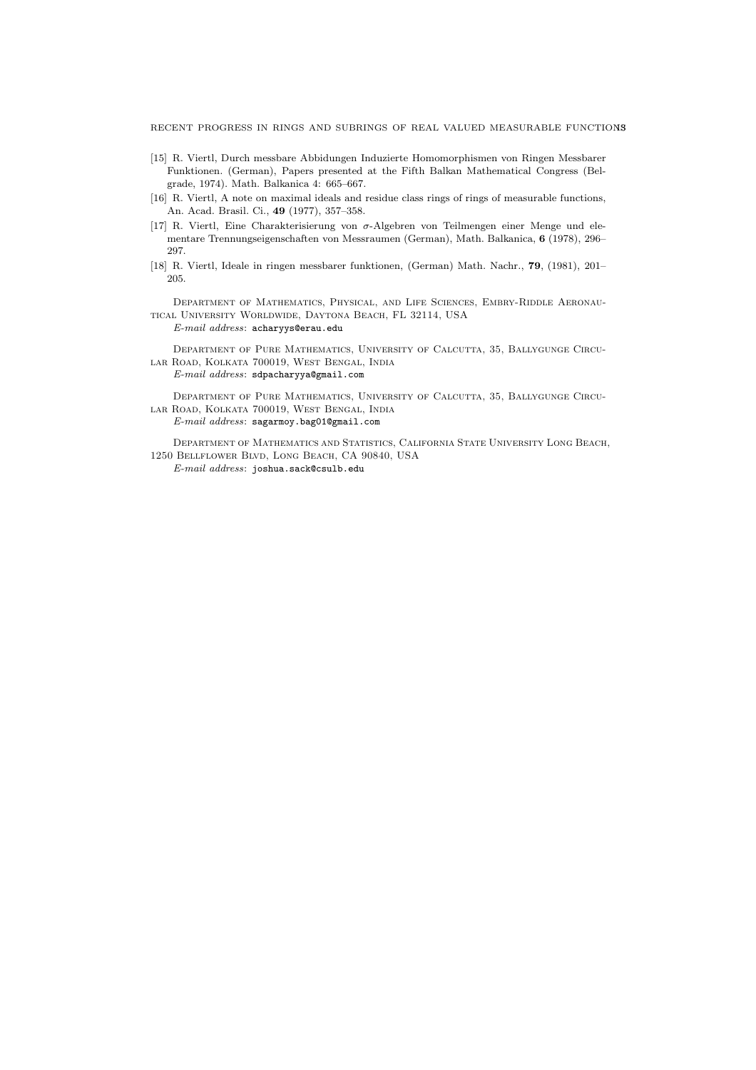[15] R. Viertl, Durch messbare Abbidungen Induzierte Homomorphismen von Ringen Messbarer Funktionen. (German), Papers presented at the Fifth Balkan Mathematical Congress (Belgrade, 1974). Math. Balkanica 4: 665–667.

[16] R. Viertl, A note on maximal ideals and residue class rings of rings of measurable functions, An. Acad. Brasil. Ci., **49** (1977), 357–358.

[17] R. Viertl, Eine Charakterisierung von $\sigma$-Algebren von Teilmengen einer Menge und elementare Trennungseigenschaften von Messraumen (German), Math. Balkanica, **6** (1978), 296–297.

[18] R. Viertl, Ideale in ringen messbarer funktionen, (German) Math. Nachr., **79**, (1981), 201–205.

Department of Mathematics, Physical, and Life Sciences, Embry-Riddle Aeronautical University Worldwide, Daytona Beach, FL 32114, USA
*E-mail address*: `acharyys@erau.edu`

Department of Pure Mathematics, University of Calcutta, 35, Ballygunge Circular Road, Kolkata 700019, West Bengal, India
*E-mail address*: `sdpacharyya@gmail.com`

Department of Pure Mathematics, University of Calcutta, 35, Ballygunge Circular Road, Kolkata 700019, West Bengal, India
*E-mail address*: `sagarmoy.bag01@gmail.com`

Department of Mathematics and Statistics, California State University Long Beach, 1250 Bellflower Blvd, Long Beach, CA 90840, USA
*E-mail address*: `joshua.sack@csulb.edu`